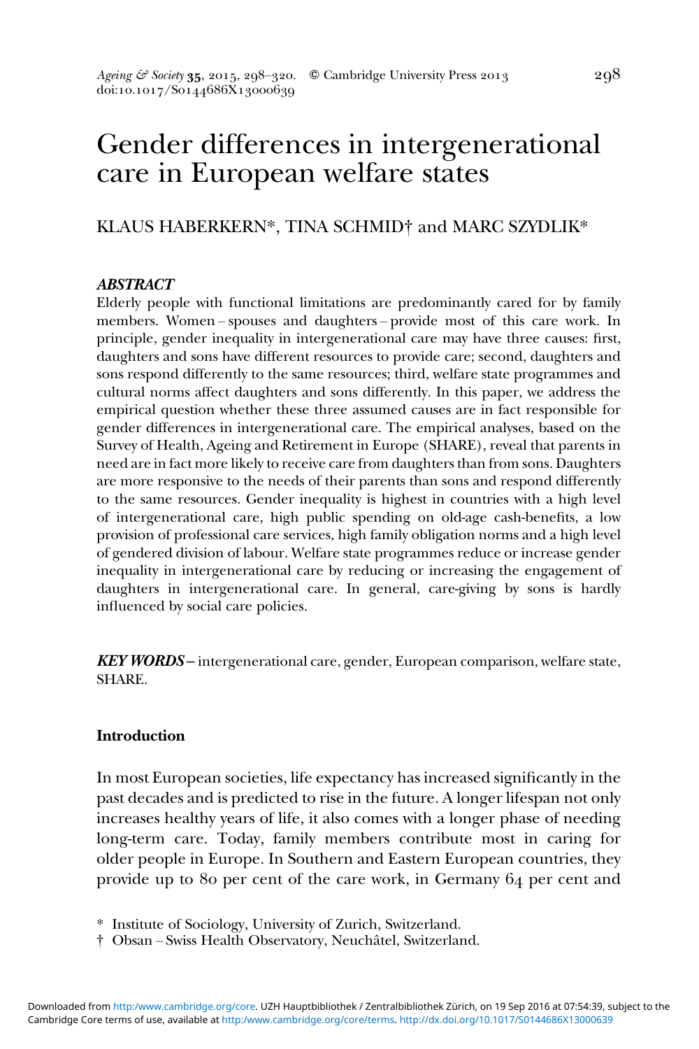# Gender differences in intergenerational care in European welfare states

KLAUS HABERKERN*, TINA SCHMID† and MARC SZYDLIK*

### *ABSTRACT*

Elderly people with functional limitations are predominantly cared for by family members. Women – spouses and daughters – provide most of this care work. In principle, gender inequality in intergenerational care may have three causes: first, daughters and sons have different resources to provide care; second, daughters and sons respond differently to the same resources; third, welfare state programmes and cultural norms affect daughters and sons differently. In this paper, we address the empirical question whether these three assumed causes are in fact responsible for gender differences in intergenerational care. The empirical analyses, based on the Survey of Health, Ageing and Retirement in Europe (SHARE), reveal that parents in need are in fact more likely to receive care from daughters than from sons. Daughters are more responsive to the needs of their parents than sons and respond differently to the same resources. Gender inequality is highest in countries with a high level of intergenerational care, high public spending on old-age cash-benefits, a low provision of professional care services, high family obligation norms and a high level of gendered division of labour. Welfare state programmes reduce or increase gender inequality in intergenerational care by reducing or increasing the engagement of daughters in intergenerational care. In general, care-giving by sons is hardly influenced by social care policies.

***KEY WORDS*** – intergenerational care, gender, European comparison, welfare state, SHARE.

### Introduction

In most European societies, life expectancy has increased significantly in the past decades and is predicted to rise in the future. A longer lifespan not only increases healthy years of life, it also comes with a longer phase of needing long-term care. Today, family members contribute most in caring for older people in Europe. In Southern and Eastern European countries, they provide up to 80 per cent of the care work, in Germany 64 per cent and

\* Institute of Sociology, University of Zurich, Switzerland.

† Obsan – Swiss Health Observatory, Neuchâtel, Switzerland.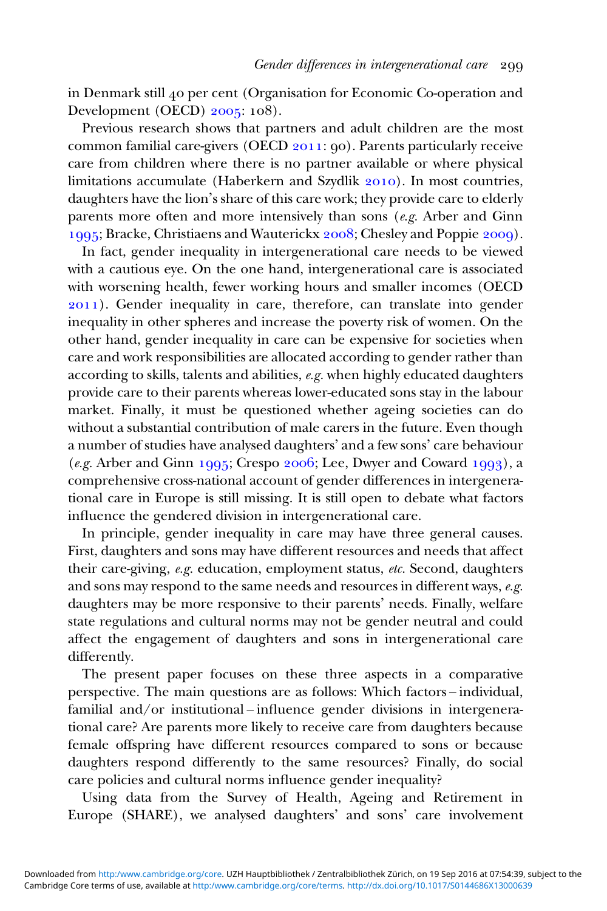in Denmark still 40 per cent (Organisation for Economic Co-operation and Development (OECD) 2005: 108).

Previous research shows that partners and adult children are the most common familial care-givers (OECD 2011: 90). Parents particularly receive care from children where there is no partner available or where physical limitations accumulate (Haberkern and Szydlik 2010). In most countries, daughters have the lion's share of this care work; they provide care to elderly parents more often and more intensively than sons (*e.g.* Arber and Ginn 1995; Bracke, Christiaens and Wauterickx 2008; Chesley and Poppie 2009).

In fact, gender inequality in intergenerational care needs to be viewed with a cautious eye. On the one hand, intergenerational care is associated with worsening health, fewer working hours and smaller incomes (OECD 2011). Gender inequality in care, therefore, can translate into gender inequality in other spheres and increase the poverty risk of women. On the other hand, gender inequality in care can be expensive for societies when care and work responsibilities are allocated according to gender rather than according to skills, talents and abilities, *e.g.* when highly educated daughters provide care to their parents whereas lower-educated sons stay in the labour market. Finally, it must be questioned whether ageing societies can do without a substantial contribution of male carers in the future. Even though a number of studies have analysed daughters' and a few sons' care behaviour (*e.g.* Arber and Ginn 1995; Crespo 2006; Lee, Dwyer and Coward 1993), a comprehensive cross-national account of gender differences in intergenerational care in Europe is still missing. It is still open to debate what factors influence the gendered division in intergenerational care.

In principle, gender inequality in care may have three general causes. First, daughters and sons may have different resources and needs that affect their care-giving, *e.g.* education, employment status, *etc.* Second, daughters and sons may respond to the same needs and resources in different ways, *e.g.* daughters may be more responsive to their parents' needs. Finally, welfare state regulations and cultural norms may not be gender neutral and could affect the engagement of daughters and sons in intergenerational care differently.

The present paper focuses on these three aspects in a comparative perspective. The main questions are as follows: Which factors – individual, familial and/or institutional – influence gender divisions in intergenerational care? Are parents more likely to receive care from daughters because female offspring have different resources compared to sons or because daughters respond differently to the same resources? Finally, do social care policies and cultural norms influence gender inequality?

Using data from the Survey of Health, Ageing and Retirement in Europe (SHARE), we analysed daughters' and sons' care involvement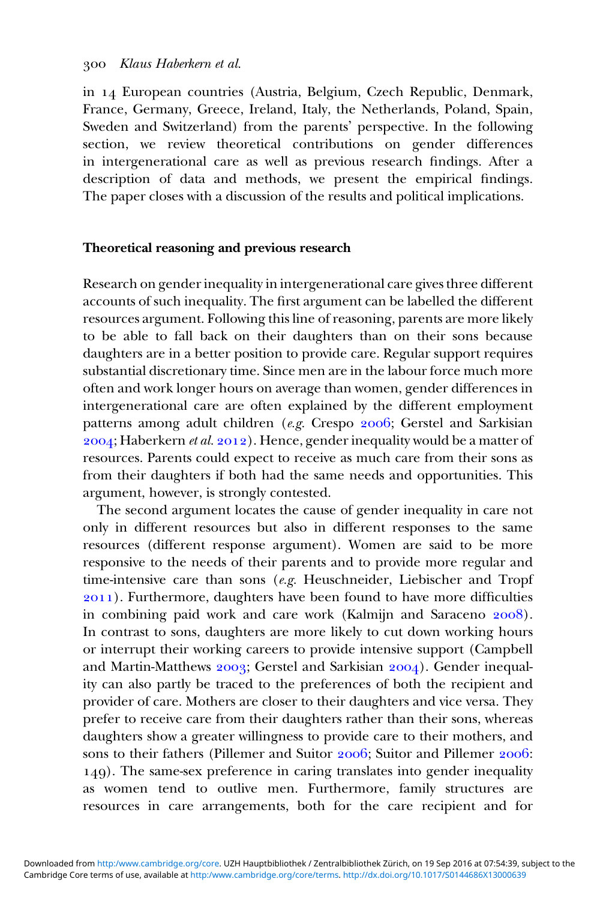in 14 European countries (Austria, Belgium, Czech Republic, Denmark, France, Germany, Greece, Ireland, Italy, the Netherlands, Poland, Spain, Sweden and Switzerland) from the parents' perspective. In the following section, we review theoretical contributions on gender differences in intergenerational care as well as previous research findings. After a description of data and methods, we present the empirical findings. The paper closes with a discussion of the results and political implications.

## Theoretical reasoning and previous research

Research on gender inequality in intergenerational care gives three different accounts of such inequality. The first argument can be labelled the different resources argument. Following this line of reasoning, parents are more likely to be able to fall back on their daughters than on their sons because daughters are in a better position to provide care. Regular support requires substantial discretionary time. Since men are in the labour force much more often and work longer hours on average than women, gender differences in intergenerational care are often explained by the different employment patterns among adult children (*e.g.* Crespo 2006; Gerstel and Sarkisian 2004; Haberkern *et al.* 2012). Hence, gender inequality would be a matter of resources. Parents could expect to receive as much care from their sons as from their daughters if both had the same needs and opportunities. This argument, however, is strongly contested.

The second argument locates the cause of gender inequality in care not only in different resources but also in different responses to the same resources (different response argument). Women are said to be more responsive to the needs of their parents and to provide more regular and time-intensive care than sons (*e.g.* Heuschneider, Liebischer and Tropf 2011). Furthermore, daughters have been found to have more difficulties in combining paid work and care work (Kalmijn and Saraceno 2008). In contrast to sons, daughters are more likely to cut down working hours or interrupt their working careers to provide intensive support (Campbell and Martin-Matthews 2003; Gerstel and Sarkisian 2004). Gender inequality can also partly be traced to the preferences of both the recipient and provider of care. Mothers are closer to their daughters and vice versa. They prefer to receive care from their daughters rather than their sons, whereas daughters show a greater willingness to provide care to their mothers, and sons to their fathers (Pillemer and Suitor 2006; Suitor and Pillemer 2006: 149). The same-sex preference in caring translates into gender inequality as women tend to outlive men. Furthermore, family structures are resources in care arrangements, both for the care recipient and for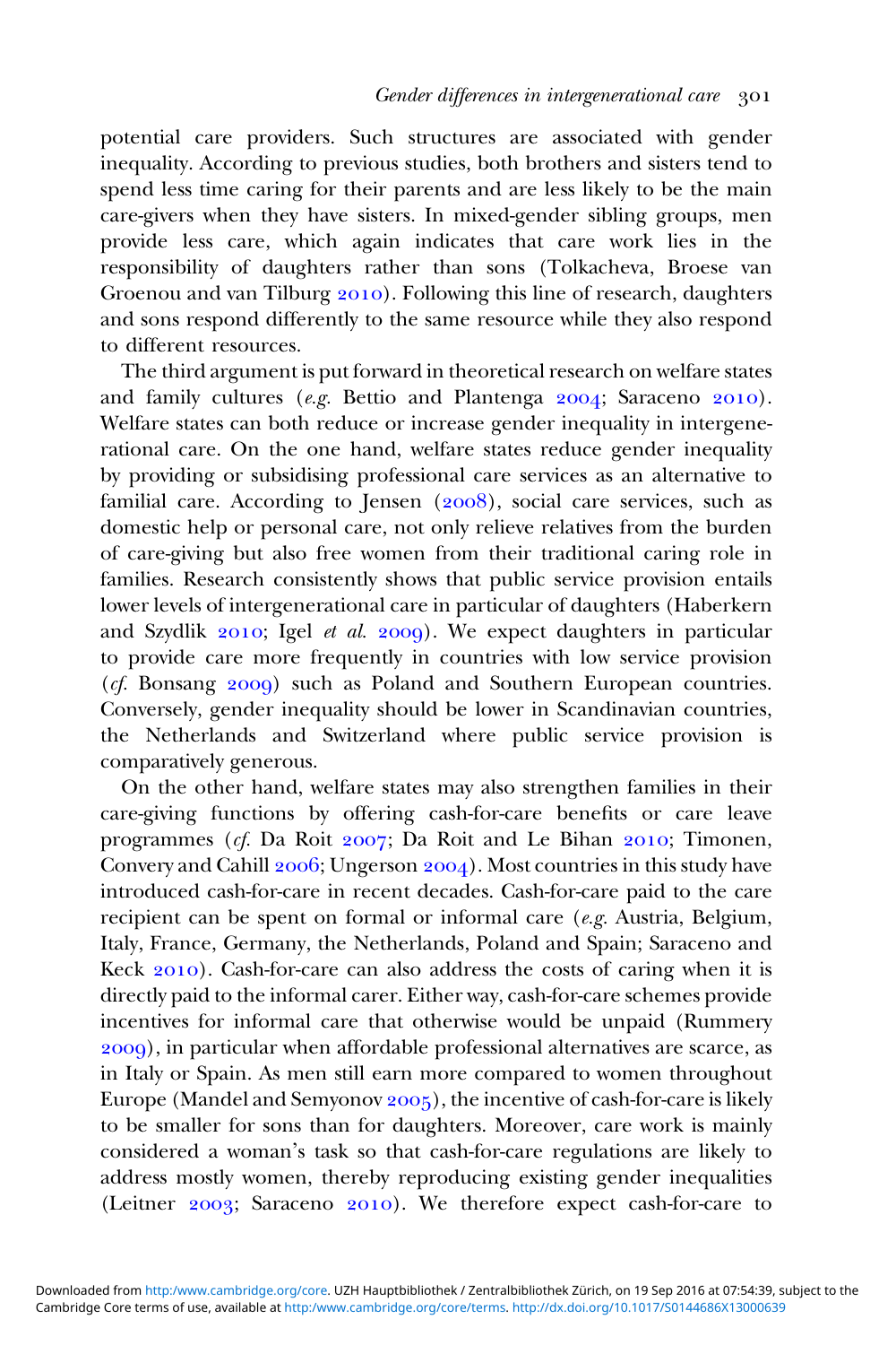potential care providers. Such structures are associated with gender inequality. According to previous studies, both brothers and sisters tend to spend less time caring for their parents and are less likely to be the main care-givers when they have sisters. In mixed-gender sibling groups, men provide less care, which again indicates that care work lies in the responsibility of daughters rather than sons (Tolkacheva, Broese van Groenou and van Tilburg 2010). Following this line of research, daughters and sons respond differently to the same resource while they also respond to different resources.

The third argument is put forward in theoretical research on welfare states and family cultures (*e.g.* Bettio and Plantenga 2004; Saraceno 2010). Welfare states can both reduce or increase gender inequality in intergenerational care. On the one hand, welfare states reduce gender inequality by providing or subsidising professional care services as an alternative to familial care. According to Jensen (2008), social care services, such as domestic help or personal care, not only relieve relatives from the burden of care-giving but also free women from their traditional caring role in families. Research consistently shows that public service provision entails lower levels of intergenerational care in particular of daughters (Haberkern and Szydlik 2010; Igel *et al.* 2009). We expect daughters in particular to provide care more frequently in countries with low service provision (*cf.* Bonsang 2009) such as Poland and Southern European countries. Conversely, gender inequality should be lower in Scandinavian countries, the Netherlands and Switzerland where public service provision is comparatively generous.

On the other hand, welfare states may also strengthen families in their care-giving functions by offering cash-for-care benefits or care leave programmes (*cf.* Da Roit 2007; Da Roit and Le Bihan 2010; Timonen, Convery and Cahill 2006; Ungerson 2004). Most countries in this study have introduced cash-for-care in recent decades. Cash-for-care paid to the care recipient can be spent on formal or informal care (*e.g.* Austria, Belgium, Italy, France, Germany, the Netherlands, Poland and Spain; Saraceno and Keck 2010). Cash-for-care can also address the costs of caring when it is directly paid to the informal carer. Either way, cash-for-care schemes provide incentives for informal care that otherwise would be unpaid (Rummery 2009), in particular when affordable professional alternatives are scarce, as in Italy or Spain. As men still earn more compared to women throughout Europe (Mandel and Semyonov 2005), the incentive of cash-for-care is likely to be smaller for sons than for daughters. Moreover, care work is mainly considered a woman's task so that cash-for-care regulations are likely to address mostly women, thereby reproducing existing gender inequalities (Leitner 2003; Saraceno 2010). We therefore expect cash-for-care to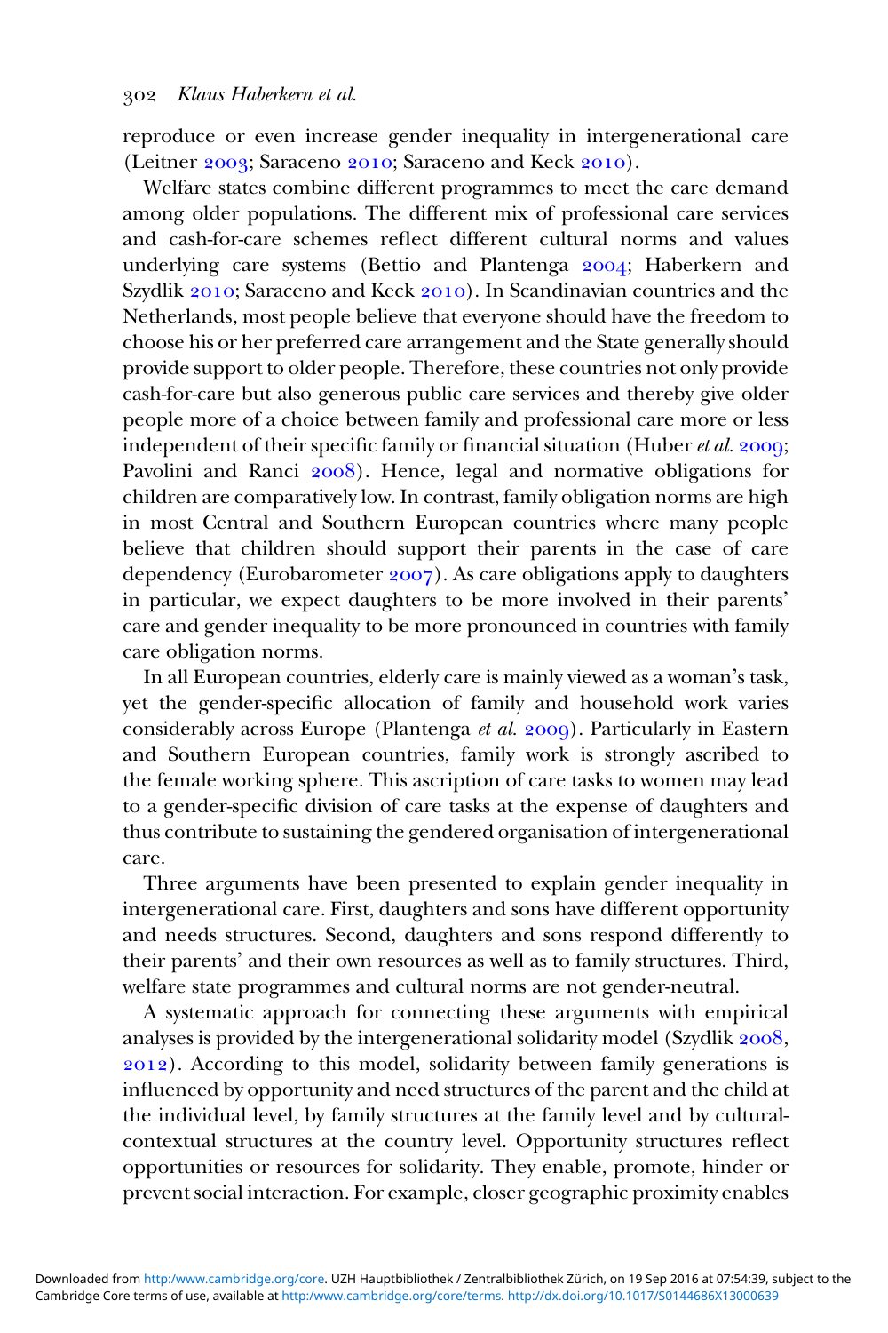reproduce or even increase gender inequality in intergenerational care (Leitner 2003; Saraceno 2010; Saraceno and Keck 2010).

Welfare states combine different programmes to meet the care demand among older populations. The different mix of professional care services and cash-for-care schemes reflect different cultural norms and values underlying care systems (Bettio and Plantenga 2004; Haberkern and Szydlik 2010; Saraceno and Keck 2010). In Scandinavian countries and the Netherlands, most people believe that everyone should have the freedom to choose his or her preferred care arrangement and the State generally should provide support to older people. Therefore, these countries not only provide cash-for-care but also generous public care services and thereby give older people more of a choice between family and professional care more or less independent of their specific family or financial situation (Huber *et al.* 2009; Pavolini and Ranci 2008). Hence, legal and normative obligations for children are comparatively low. In contrast, family obligation norms are high in most Central and Southern European countries where many people believe that children should support their parents in the case of care dependency (Eurobarometer 2007). As care obligations apply to daughters in particular, we expect daughters to be more involved in their parents' care and gender inequality to be more pronounced in countries with family care obligation norms.

In all European countries, elderly care is mainly viewed as a woman's task, yet the gender-specific allocation of family and household work varies considerably across Europe (Plantenga *et al.* 2009). Particularly in Eastern and Southern European countries, family work is strongly ascribed to the female working sphere. This ascription of care tasks to women may lead to a gender-specific division of care tasks at the expense of daughters and thus contribute to sustaining the gendered organisation of intergenerational care.

Three arguments have been presented to explain gender inequality in intergenerational care. First, daughters and sons have different opportunity and needs structures. Second, daughters and sons respond differently to their parents' and their own resources as well as to family structures. Third, welfare state programmes and cultural norms are not gender-neutral.

A systematic approach for connecting these arguments with empirical analyses is provided by the intergenerational solidarity model (Szydlik 2008, 2012). According to this model, solidarity between family generations is influenced by opportunity and need structures of the parent and the child at the individual level, by family structures at the family level and by cultural-contextual structures at the country level. Opportunity structures reflect opportunities or resources for solidarity. They enable, promote, hinder or prevent social interaction. For example, closer geographic proximity enables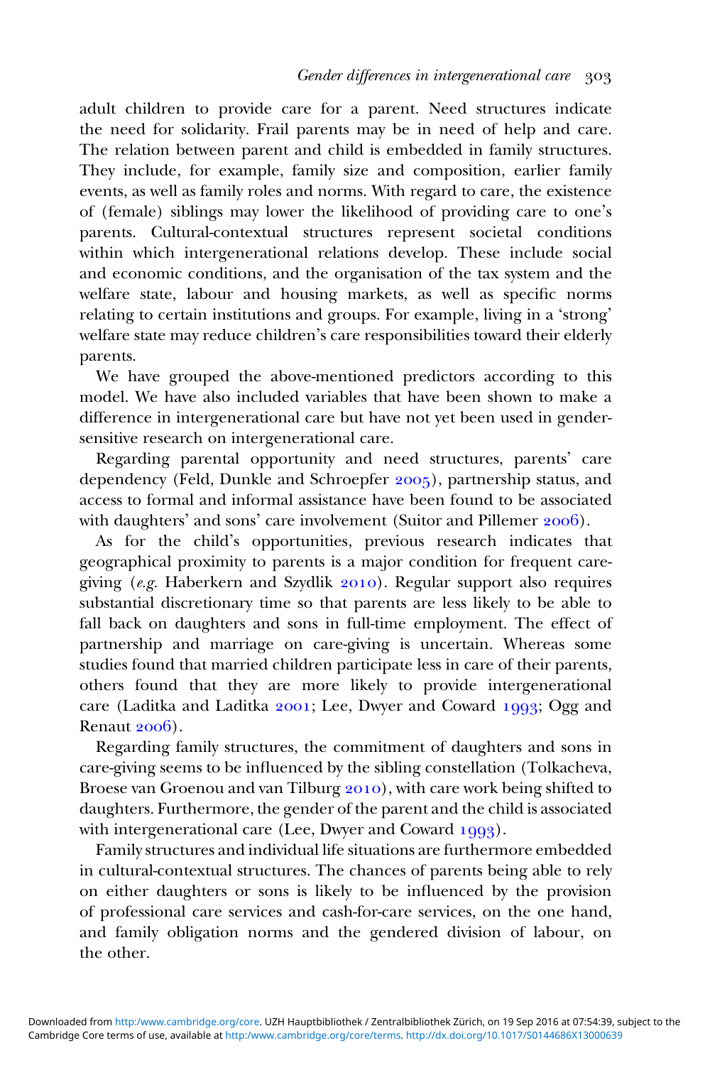adult children to provide care for a parent. Need structures indicate the need for solidarity. Frail parents may be in need of help and care. The relation between parent and child is embedded in family structures. They include, for example, family size and composition, earlier family events, as well as family roles and norms. With regard to care, the existence of (female) siblings may lower the likelihood of providing care to one's parents. Cultural-contextual structures represent societal conditions within which intergenerational relations develop. These include social and economic conditions, and the organisation of the tax system and the welfare state, labour and housing markets, as well as specific norms relating to certain institutions and groups. For example, living in a 'strong' welfare state may reduce children's care responsibilities toward their elderly parents.

We have grouped the above-mentioned predictors according to this model. We have also included variables that have been shown to make a difference in intergenerational care but have not yet been used in gender-sensitive research on intergenerational care.

Regarding parental opportunity and need structures, parents' care dependency (Feld, Dunkle and Schroepfer 2005), partnership status, and access to formal and informal assistance have been found to be associated with daughters' and sons' care involvement (Suitor and Pillemer 2006).

As for the child's opportunities, previous research indicates that geographical proximity to parents is a major condition for frequent care-giving (*e.g.* Haberkern and Szydlik 2010). Regular support also requires substantial discretionary time so that parents are less likely to be able to fall back on daughters and sons in full-time employment. The effect of partnership and marriage on care-giving is uncertain. Whereas some studies found that married children participate less in care of their parents, others found that they are more likely to provide intergenerational care (Laditka and Laditka 2001; Lee, Dwyer and Coward 1993; Ogg and Renaut 2006).

Regarding family structures, the commitment of daughters and sons in care-giving seems to be influenced by the sibling constellation (Tolkacheva, Broese van Groenou and van Tilburg 2010), with care work being shifted to daughters. Furthermore, the gender of the parent and the child is associated with intergenerational care (Lee, Dwyer and Coward 1993).

Family structures and individual life situations are furthermore embedded in cultural-contextual structures. The chances of parents being able to rely on either daughters or sons is likely to be influenced by the provision of professional care services and cash-for-care services, on the one hand, and family obligation norms and the gendered division of labour, on the other.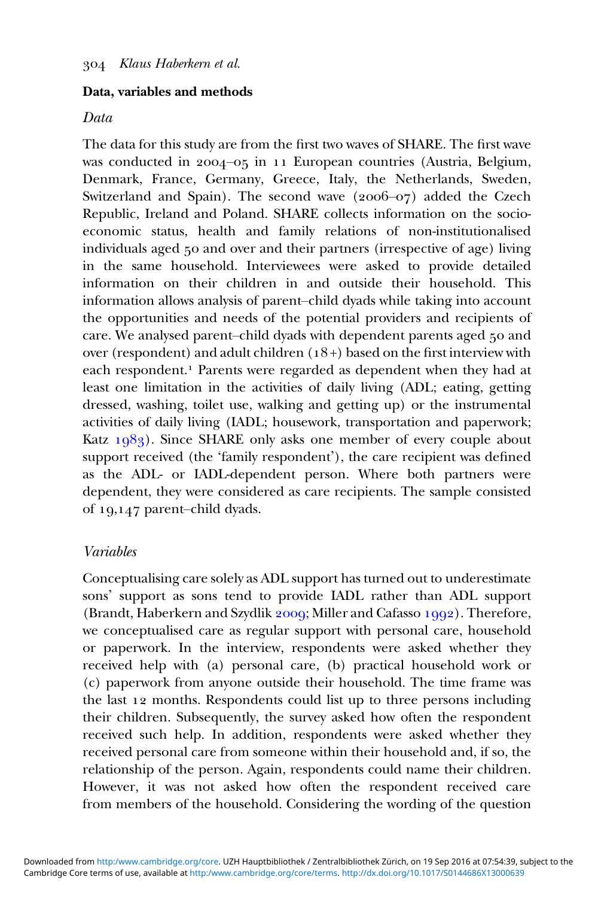## Data, variables and methods

### *Data*

The data for this study are from the first two waves of SHARE. The first wave was conducted in 2004–05 in 11 European countries (Austria, Belgium, Denmark, France, Germany, Greece, Italy, the Netherlands, Sweden, Switzerland and Spain). The second wave (2006–07) added the Czech Republic, Ireland and Poland. SHARE collects information on the socio-economic status, health and family relations of non-institutionalised individuals aged 50 and over and their partners (irrespective of age) living in the same household. Interviewees were asked to provide detailed information on their children in and outside their household. This information allows analysis of parent–child dyads while taking into account the opportunities and needs of the potential providers and recipients of care. We analysed parent–child dyads with dependent parents aged 50 and over (respondent) and adult children (18+) based on the first interview with each respondent.[1] Parents were regarded as dependent when they had at least one limitation in the activities of daily living (ADL; eating, getting dressed, washing, toilet use, walking and getting up) or the instrumental activities of daily living (IADL; housework, transportation and paperwork; Katz 1983). Since SHARE only asks one member of every couple about support received (the 'family respondent'), the care recipient was defined as the ADL- or IADL-dependent person. Where both partners were dependent, they were considered as care recipients. The sample consisted of 19,147 parent–child dyads.

### *Variables*

Conceptualising care solely as ADL support has turned out to underestimate sons' support as sons tend to provide IADL rather than ADL support (Brandt, Haberkern and Szydlik 2009; Miller and Cafasso 1992). Therefore, we conceptualised care as regular support with personal care, household or paperwork. In the interview, respondents were asked whether they received help with (a) personal care, (b) practical household work or (c) paperwork from anyone outside their household. The time frame was the last 12 months. Respondents could list up to three persons including their children. Subsequently, the survey asked how often the respondent received such help. In addition, respondents were asked whether they received personal care from someone within their household and, if so, the relationship of the person. Again, respondents could name their children. However, it was not asked how often the respondent received care from members of the household. Considering the wording of the question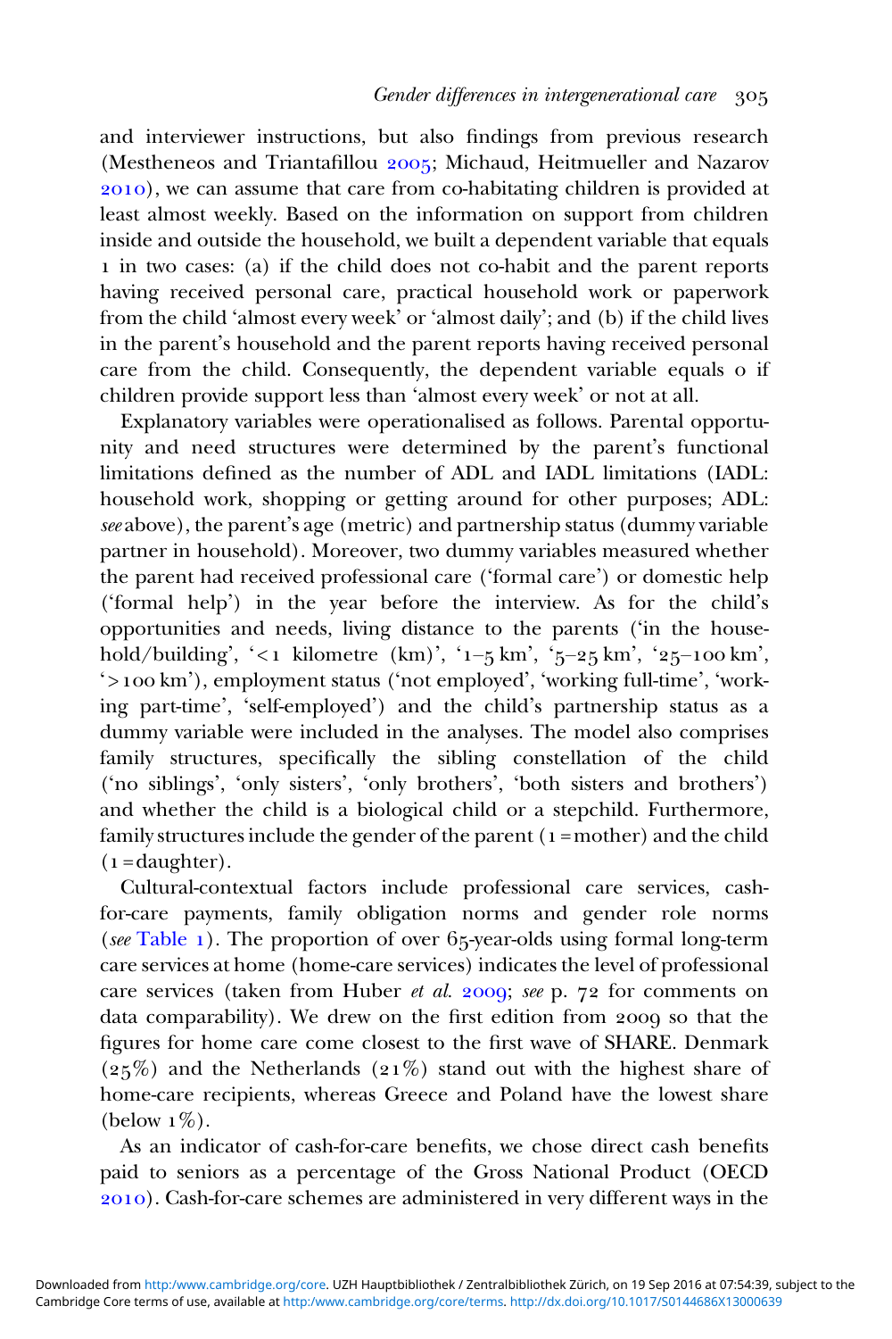and interviewer instructions, but also findings from previous research (Mestheneos and Triantafillou 2005; Michaud, Heitmueller and Nazarov 2010), we can assume that care from co-habitating children is provided at least almost weekly. Based on the information on support from children inside and outside the household, we built a dependent variable that equals 1 in two cases: (a) if the child does not co-habit and the parent reports having received personal care, practical household work or paperwork from the child 'almost every week' or 'almost daily'; and (b) if the child lives in the parent's household and the parent reports having received personal care from the child. Consequently, the dependent variable equals 0 if children provide support less than 'almost every week' or not at all.

Explanatory variables were operationalised as follows. Parental opportunity and need structures were determined by the parent's functional limitations defined as the number of ADL and IADL limitations (IADL: household work, shopping or getting around for other purposes; ADL: *see* above), the parent's age (metric) and partnership status (dummy variable partner in household). Moreover, two dummy variables measured whether the parent had received professional care ('formal care') or domestic help ('formal help') in the year before the interview. As for the child's opportunities and needs, living distance to the parents ('in the household/building', '< 1 kilometre (km)', '1–5 km', '5–25 km', '25–100 km', '> 100 km'), employment status ('not employed', 'working full-time', 'working part-time', 'self-employed') and the child's partnership status as a dummy variable were included in the analyses. The model also comprises family structures, specifically the sibling constellation of the child ('no siblings', 'only sisters', 'only brothers', 'both sisters and brothers') and whether the child is a biological child or a stepchild. Furthermore, family structures include the gender of the parent (1 = mother) and the child (1 = daughter).

Cultural-contextual factors include professional care services, cash-for-care payments, family obligation norms and gender role norms (*see* Table 1). The proportion of over 65-year-olds using formal long-term care services at home (home-care services) indicates the level of professional care services (taken from Huber *et al.* 2009; *see* p. 72 for comments on data comparability). We drew on the first edition from 2009 so that the figures for home care come closest to the first wave of SHARE. Denmark (25%) and the Netherlands (21%) stand out with the highest share of home-care recipients, whereas Greece and Poland have the lowest share (below 1%).

As an indicator of cash-for-care benefits, we chose direct cash benefits paid to seniors as a percentage of the Gross National Product (OECD 2010). Cash-for-care schemes are administered in very different ways in the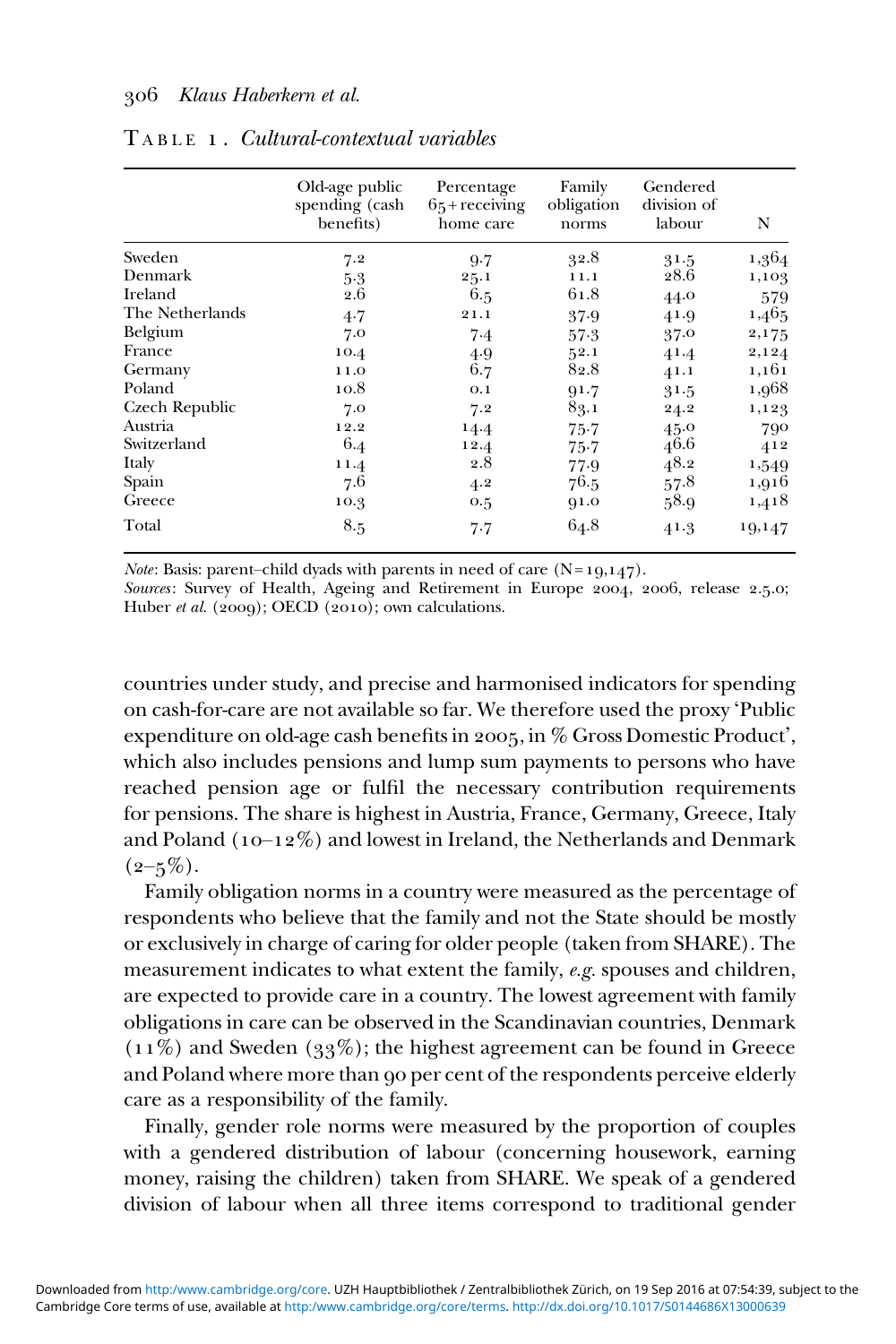TABLE 1. *Cultural-contextual variables*

| | Old-age public spending (cash benefits) | Percentage 65+receiving home care | Family obligation norms | Gendered division of labour | N |
|---|---|---|---|---|---|
| Sweden | 7.2 | 9.7 | 32.8 | 31.5 | 1,364 |
| Denmark | 5.3 | 25.1 | 11.1 | 28.6 | 1,103 |
| Ireland | 2.6 | 6.5 | 61.8 | 44.0 | 579 |
| The Netherlands | 4.7 | 21.1 | 37.9 | 41.9 | 1,465 |
| Belgium | 7.0 | 7.4 | 57.3 | 37.0 | 2,175 |
| France | 10.4 | 4.9 | 52.1 | 41.4 | 2,124 |
| Germany | 11.0 | 6.7 | 82.8 | 41.1 | 1,161 |
| Poland | 10.8 | 0.1 | 91.7 | 31.5 | 1,968 |
| Czech Republic | 7.0 | 7.2 | 83.1 | 24.2 | 1,123 |
| Austria | 12.2 | 14.4 | 75.7 | 45.0 | 790 |
| Switzerland | 6.4 | 12.4 | 75.7 | 46.6 | 412 |
| Italy | 11.4 | 2.8 | 77.9 | 48.2 | 1,549 |
| Spain | 7.6 | 4.2 | 76.5 | 57.8 | 1,916 |
| Greece | 10.3 | 0.5 | 91.0 | 58.9 | 1,418 |
| Total | 8.5 | 7.7 | 64.8 | 41.3 | 19,147 |

*Note*: Basis: parent–child dyads with parents in need of care (N=19,147).
*Sources*: Survey of Health, Ageing and Retirement in Europe 2004, 2006, release 2.5.0; Huber *et al.* (2009); OECD (2010); own calculations.

countries under study, and precise and harmonised indicators for spending on cash-for-care are not available so far. We therefore used the proxy 'Public expenditure on old-age cash benefits in 2005, in % Gross Domestic Product', which also includes pensions and lump sum payments to persons who have reached pension age or fulfil the necessary contribution requirements for pensions. The share is highest in Austria, France, Germany, Greece, Italy and Poland (10–12%) and lowest in Ireland, the Netherlands and Denmark (2–5%).

Family obligation norms in a country were measured as the percentage of respondents who believe that the family and not the State should be mostly or exclusively in charge of caring for older people (taken from SHARE). The measurement indicates to what extent the family, *e.g.* spouses and children, are expected to provide care in a country. The lowest agreement with family obligations in care can be observed in the Scandinavian countries, Denmark (11%) and Sweden (33%); the highest agreement can be found in Greece and Poland where more than 90 per cent of the respondents perceive elderly care as a responsibility of the family.

Finally, gender role norms were measured by the proportion of couples with a gendered distribution of labour (concerning housework, earning money, raising the children) taken from SHARE. We speak of a gendered division of labour when all three items correspond to traditional gender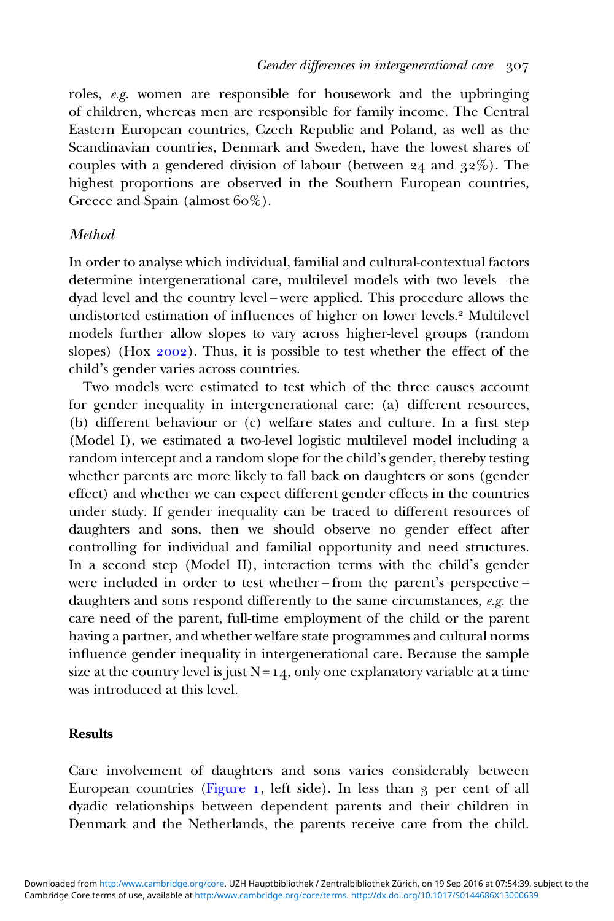roles, *e.g.* women are responsible for housework and the upbringing of children, whereas men are responsible for family income. The Central Eastern European countries, Czech Republic and Poland, as well as the Scandinavian countries, Denmark and Sweden, have the lowest shares of couples with a gendered division of labour (between 24 and 32%). The highest proportions are observed in the Southern European countries, Greece and Spain (almost 60%).

### *Method*

In order to analyse which individual, familial and cultural-contextual factors determine intergenerational care, multilevel models with two levels – the dyad level and the country level – were applied. This procedure allows the undistorted estimation of influences of higher on lower levels.[2] Multilevel models further allow slopes to vary across higher-level groups (random slopes) (Hox 2002). Thus, it is possible to test whether the effect of the child's gender varies across countries.

Two models were estimated to test which of the three causes account for gender inequality in intergenerational care: (a) different resources, (b) different behaviour or (c) welfare states and culture. In a first step (Model I), we estimated a two-level logistic multilevel model including a random intercept and a random slope for the child's gender, thereby testing whether parents are more likely to fall back on daughters or sons (gender effect) and whether we can expect different gender effects in the countries under study. If gender inequality can be traced to different resources of daughters and sons, then we should observe no gender effect after controlling for individual and familial opportunity and need structures. In a second step (Model II), interaction terms with the child's gender were included in order to test whether – from the parent's perspective – daughters and sons respond differently to the same circumstances, *e.g.* the care need of the parent, full-time employment of the child or the parent having a partner, and whether welfare state programmes and cultural norms influence gender inequality in intergenerational care. Because the sample size at the country level is just $N = 14$, only one explanatory variable at a time was introduced at this level.

## **Results**

Care involvement of daughters and sons varies considerably between European countries (Figure 1, left side). In less than 3 per cent of all dyadic relationships between dependent parents and their children in Denmark and the Netherlands, the parents receive care from the child.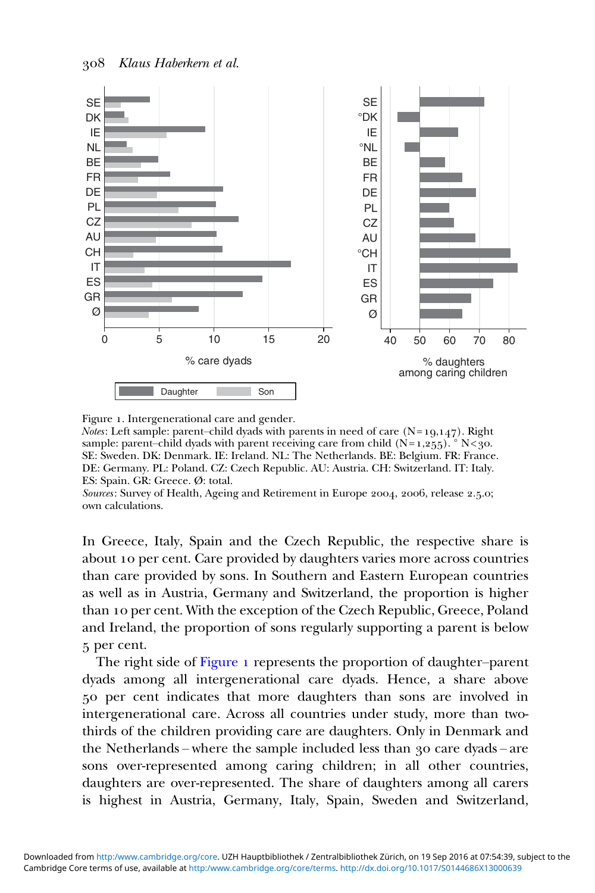Figure 1. Intergenerational care and gender.

*Notes*: Left sample: parent–child dyads with parents in need of care (N = 19,147). Right sample: parent–child dyads with parent receiving care from child (N = 1,255). ° N < 30. SE: Sweden. DK: Denmark. IE: Ireland. NL: The Netherlands. BE: Belgium. FR: France. DE: Germany. PL: Poland. CZ: Czech Republic. AU: Austria. CH: Switzerland. IT: Italy. ES: Spain. GR: Greece. Ø: total.

*Sources*: Survey of Health, Ageing and Retirement in Europe 2004, 2006, release 2.5.0; own calculations.

In Greece, Italy, Spain and the Czech Republic, the respective share is about 10 per cent. Care provided by daughters varies more across countries than care provided by sons. In Southern and Eastern European countries as well as in Austria, Germany and Switzerland, the proportion is higher than 10 per cent. With the exception of the Czech Republic, Greece, Poland and Ireland, the proportion of sons regularly supporting a parent is below 5 per cent.

The right side of Figure 1 represents the proportion of daughter–parent dyads among all intergenerational care dyads. Hence, a share above 50 per cent indicates that more daughters than sons are involved in intergenerational care. Across all countries under study, more than two-thirds of the children providing care are daughters. Only in Denmark and the Netherlands – where the sample included less than 30 care dyads – are sons over-represented among caring children; in all other countries, daughters are over-represented. The share of daughters among all carers is highest in Austria, Germany, Italy, Spain, Sweden and Switzerland,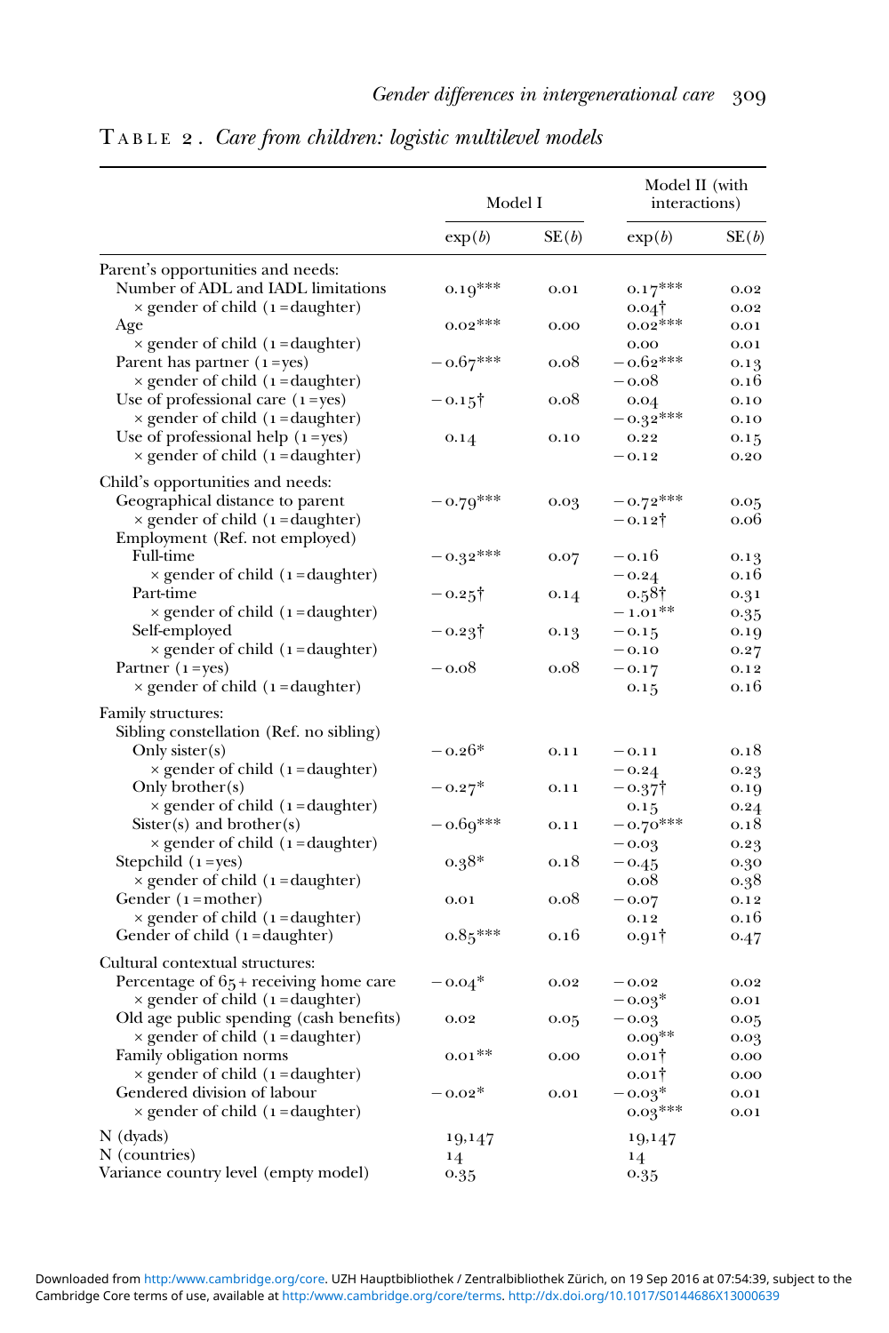TABLE 2. *Care from children: logistic multilevel models*

| | Model I | | Model II (with interactions) | |
|---|---|---|---|---|
| | exp(*b*) | SE(*b*) | exp(*b*) | SE(*b*) |
| Parent's opportunities and needs: | | | | |
| Number of ADL and IADL limitations | 0.19*** | 0.01 | 0.17*** | 0.02 |
| × gender of child (1 = daughter) | | | 0.04† | 0.02 |
| Age | 0.02*** | 0.00 | 0.02*** | 0.01 |
| × gender of child (1 = daughter) | | | 0.00 | 0.01 |
| Parent has partner (1 = yes) | −0.67*** | 0.08 | −0.62*** | 0.13 |
| × gender of child (1 = daughter) | | | −0.08 | 0.16 |
| Use of professional care (1 = yes) | −0.15† | 0.08 | 0.04 | 0.10 |
| × gender of child (1 = daughter) | | | −0.32*** | 0.10 |
| Use of professional help (1 = yes) | 0.14 | 0.10 | 0.22 | 0.15 |
| × gender of child (1 = daughter) | | | −0.12 | 0.20 |
| Child's opportunities and needs: | | | | |
| Geographical distance to parent | −0.79*** | 0.03 | −0.72*** | 0.05 |
| × gender of child (1 = daughter) | | | −0.12† | 0.06 |
| Employment (Ref. not employed) | | | | |
| Full-time | −0.32*** | 0.07 | −0.16 | 0.13 |
| × gender of child (1 = daughter) | | | −0.24 | 0.16 |
| Part-time | −0.25† | 0.14 | 0.58† | 0.31 |
| × gender of child (1 = daughter) | | | −1.01** | 0.35 |
| Self-employed | −0.23† | 0.13 | −0.15 | 0.19 |
| × gender of child (1 = daughter) | | | −0.10 | 0.27 |
| Partner (1 = yes) | −0.08 | 0.08 | −0.17 | 0.12 |
| × gender of child (1 = daughter) | | | 0.15 | 0.16 |
| Family structures: | | | | |
| Sibling constellation (Ref. no sibling) | | | | |
| Only sister(s) | −0.26* | 0.11 | −0.11 | 0.18 |
| × gender of child (1 = daughter) | | | −0.24 | 0.23 |
| Only brother(s) | −0.27* | 0.11 | −0.37† | 0.19 |
| × gender of child (1 = daughter) | | | 0.15 | 0.24 |
| Sister(s) and brother(s) | −0.69*** | 0.11 | −0.70*** | 0.18 |
| × gender of child (1 = daughter) | | | −0.03 | 0.23 |
| Stepchild (1 = yes) | 0.38* | 0.18 | −0.45 | 0.30 |
| × gender of child (1 = daughter) | | | 0.08 | 0.38 |
| Gender (1 = mother) | 0.01 | 0.08 | −0.07 | 0.12 |
| × gender of child (1 = daughter) | | | 0.12 | 0.16 |
| Gender of child (1 = daughter) | 0.85*** | 0.16 | 0.91† | 0.47 |
| Cultural contextual structures: | | | | |
| Percentage of 65+ receiving home care | −0.04* | 0.02 | −0.02 | 0.02 |
| × gender of child (1 = daughter) | | | −0.03* | 0.01 |
| Old age public spending (cash benefits) | 0.02 | 0.05 | −0.03 | 0.05 |
| × gender of child (1 = daughter) | | | 0.09** | 0.03 |
| Family obligation norms | 0.01** | 0.00 | 0.01† | 0.00 |
| × gender of child (1 = daughter) | | | 0.01† | 0.00 |
| Gendered division of labour | −0.02* | 0.01 | −0.03* | 0.01 |
| × gender of child (1 = daughter) | | | 0.03*** | 0.01 |
| N (dyads) | 19,147 | | 19,147 | |
| N (countries) | 14 | | 14 | |
| Variance country level (empty model) | 0.35 | | 0.35 | |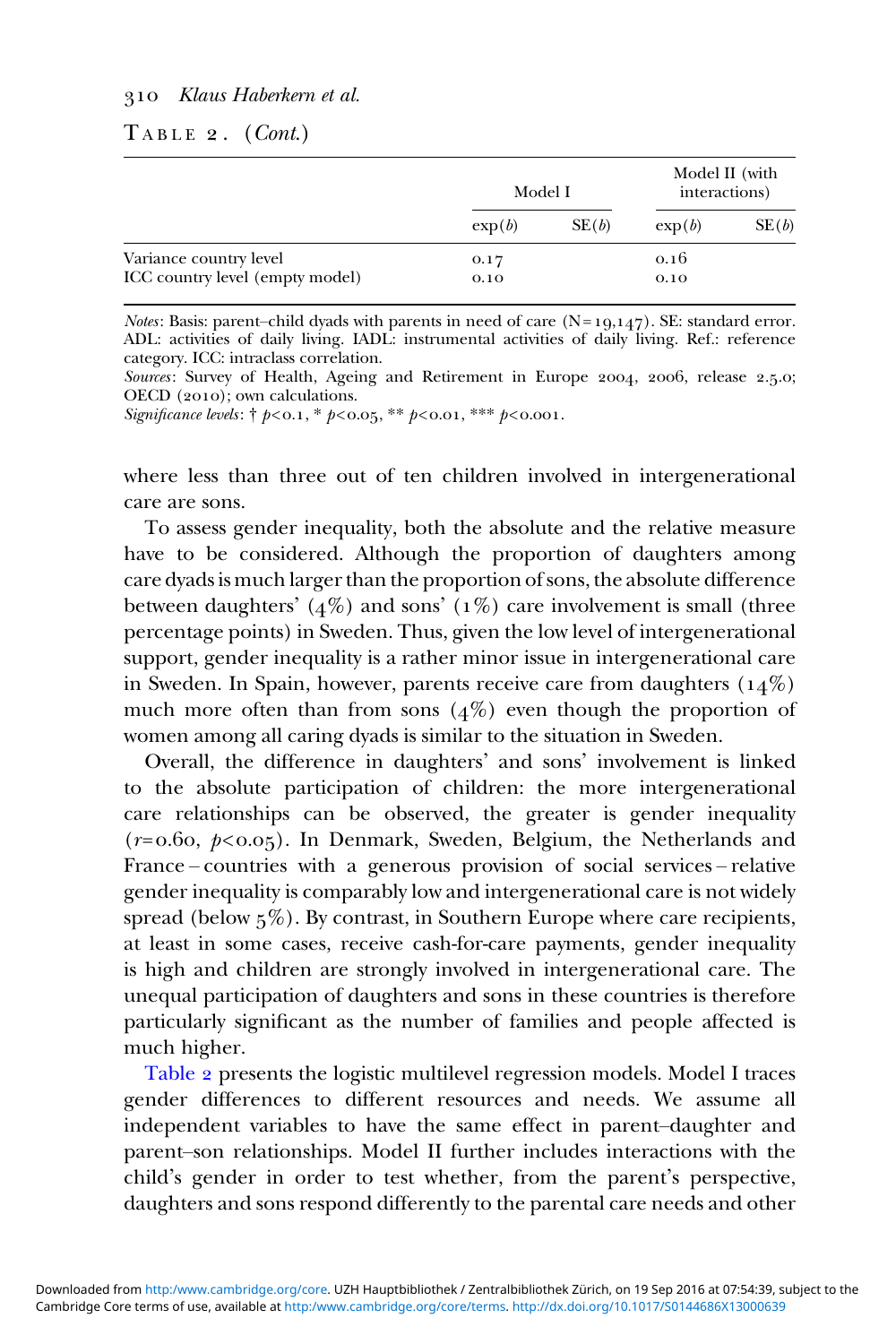TABLE 2. (*Cont.*)

| | Model I | | Model II (with interactions) | |
|---|---|---|---|---|
| | exp($b$) | SE($b$) | exp($b$) | SE($b$) |
| Variance country level | 0.17 | | 0.16 | |
| ICC country level (empty model) | 0.10 | | 0.10 | |

*Notes*: Basis: parent–child dyads with parents in need of care (N=19,147). SE: standard error. ADL: activities of daily living. IADL: instrumental activities of daily living. Ref.: reference category. ICC: intraclass correlation.
*Sources*: Survey of Health, Ageing and Retirement in Europe 2004, 2006, release 2.5.0; OECD (2010); own calculations.
*Significance levels*: † $p<0.1$, * $p<0.05$, ** $p<0.01$, *** $p<0.001$.

where less than three out of ten children involved in intergenerational care are sons.

To assess gender inequality, both the absolute and the relative measure have to be considered. Although the proportion of daughters among care dyads is much larger than the proportion of sons, the absolute difference between daughters' (4%) and sons' (1%) care involvement is small (three percentage points) in Sweden. Thus, given the low level of intergenerational support, gender inequality is a rather minor issue in intergenerational care in Sweden. In Spain, however, parents receive care from daughters (14%) much more often than from sons (4%) even though the proportion of women among all caring dyads is similar to the situation in Sweden.

Overall, the difference in daughters' and sons' involvement is linked to the absolute participation of children: the more intergenerational care relationships can be observed, the greater is gender inequality ($r=0.60$, $p<0.05$). In Denmark, Sweden, Belgium, the Netherlands and France – countries with a generous provision of social services – relative gender inequality is comparably low and intergenerational care is not widely spread (below 5%). By contrast, in Southern Europe where care recipients, at least in some cases, receive cash-for-care payments, gender inequality is high and children are strongly involved in intergenerational care. The unequal participation of daughters and sons in these countries is therefore particularly significant as the number of families and people affected is much higher.

Table 2 presents the logistic multilevel regression models. Model I traces gender differences to different resources and needs. We assume all independent variables to have the same effect in parent–daughter and parent–son relationships. Model II further includes interactions with the child's gender in order to test whether, from the parent's perspective, daughters and sons respond differently to the parental care needs and other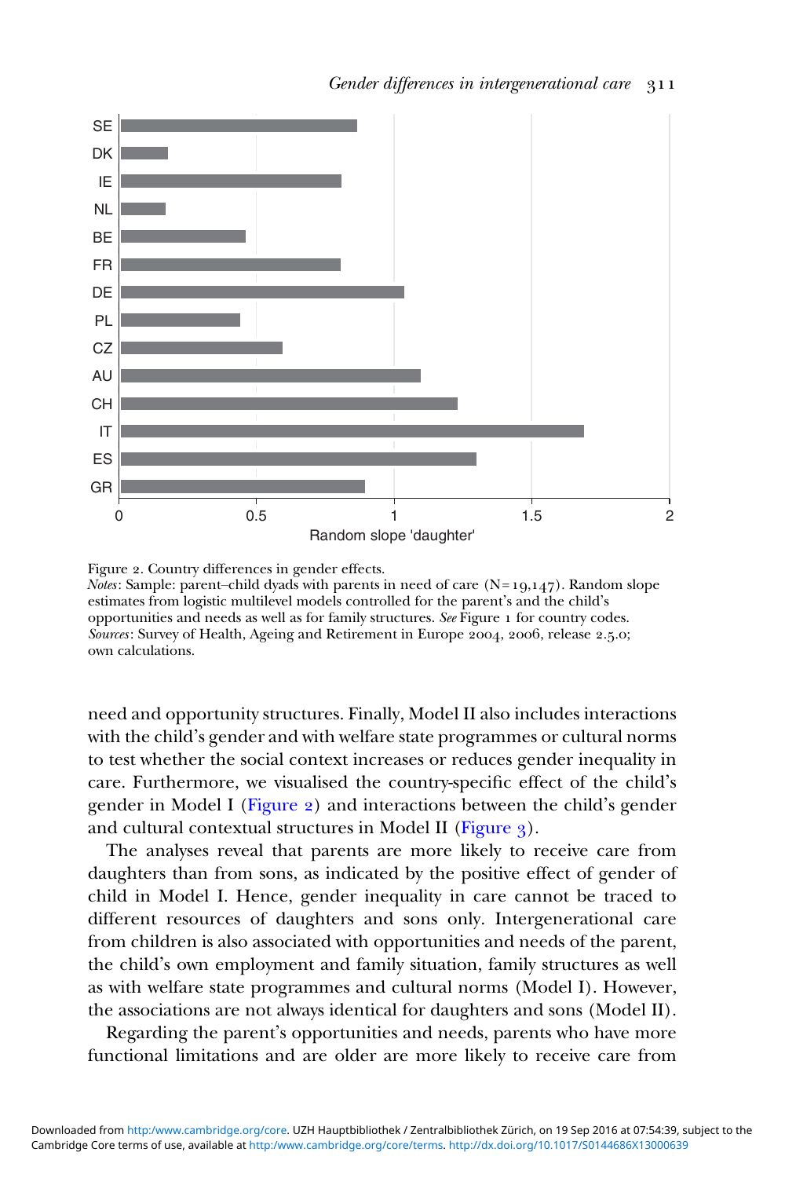Figure 2. Country differences in gender effects.
*Notes*: Sample: parent–child dyads with parents in need of care (N = 19,147). Random slope estimates from logistic multilevel models controlled for the parent's and the child's opportunities and needs as well as for family structures. *See* Figure 1 for country codes.
*Sources*: Survey of Health, Ageing and Retirement in Europe 2004, 2006, release 2.5.0; own calculations.

need and opportunity structures. Finally, Model II also includes interactions with the child's gender and with welfare state programmes or cultural norms to test whether the social context increases or reduces gender inequality in care. Furthermore, we visualised the country-specific effect of the child's gender in Model I (Figure 2) and interactions between the child's gender and cultural contextual structures in Model II (Figure 3).

The analyses reveal that parents are more likely to receive care from daughters than from sons, as indicated by the positive effect of gender of child in Model I. Hence, gender inequality in care cannot be traced to different resources of daughters and sons only. Intergenerational care from children is also associated with opportunities and needs of the parent, the child's own employment and family situation, family structures as well as with welfare state programmes and cultural norms (Model I). However, the associations are not always identical for daughters and sons (Model II).

Regarding the parent's opportunities and needs, parents who have more functional limitations and are older are more likely to receive care from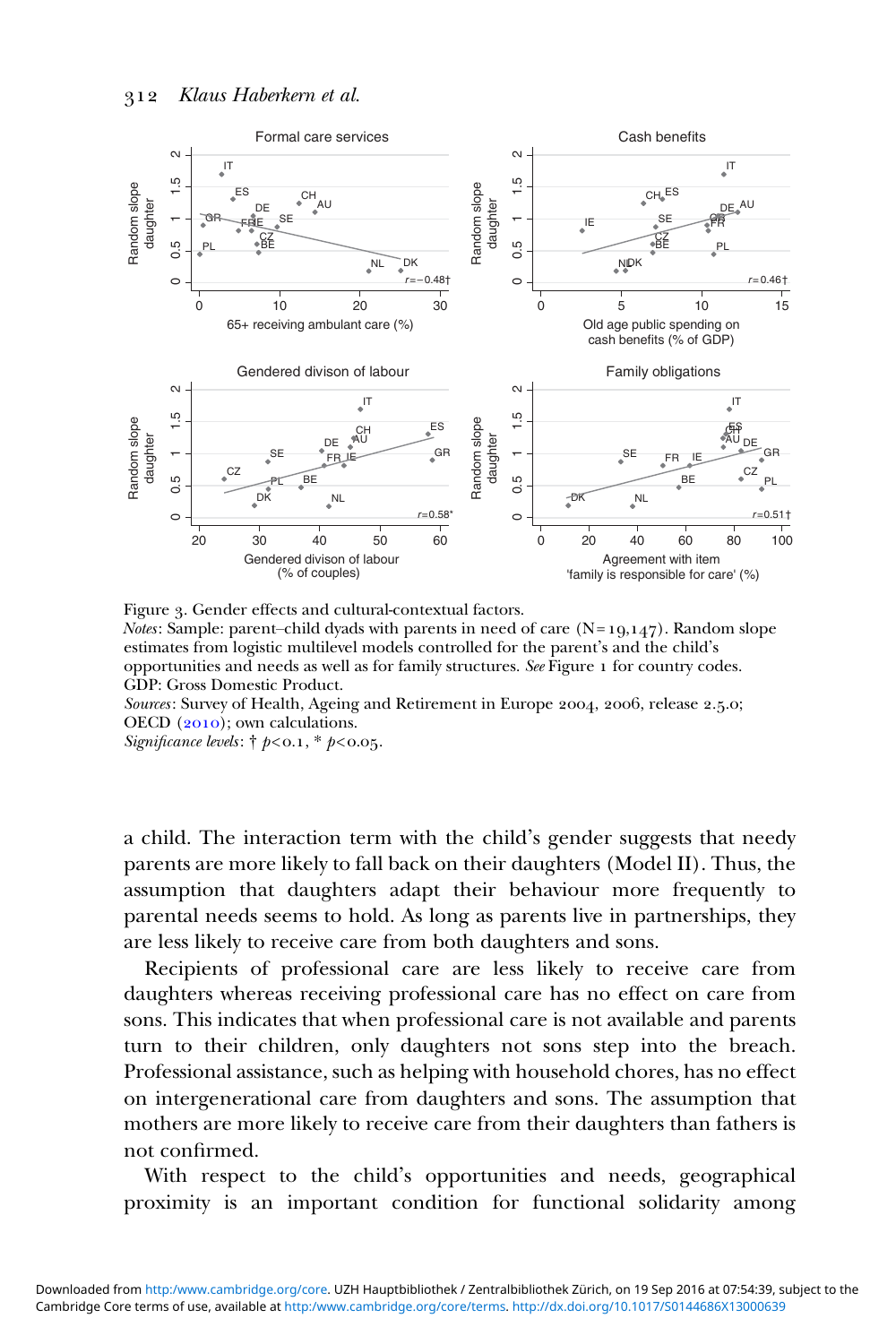Figure 3. Gender effects and cultural-contextual factors.
*Notes*: Sample: parent–child dyads with parents in need of care (N=19,147). Random slope estimates from logistic multilevel models controlled for the parent's and the child's opportunities and needs as well as for family structures. *See* Figure 1 for country codes. GDP: Gross Domestic Product.
*Sources*: Survey of Health, Ageing and Retirement in Europe 2004, 2006, release 2.5.0; OECD (2010); own calculations.
*Significance levels*: † $p<0.1$, * $p<0.05$.

a child. The interaction term with the child's gender suggests that needy parents are more likely to fall back on their daughters (Model II). Thus, the assumption that daughters adapt their behaviour more frequently to parental needs seems to hold. As long as parents live in partnerships, they are less likely to receive care from both daughters and sons.

Recipients of professional care are less likely to receive care from daughters whereas receiving professional care has no effect on care from sons. This indicates that when professional care is not available and parents turn to their children, only daughters not sons step into the breach. Professional assistance, such as helping with household chores, has no effect on intergenerational care from daughters and sons. The assumption that mothers are more likely to receive care from their daughters than fathers is not confirmed.

With respect to the child's opportunities and needs, geographical proximity is an important condition for functional solidarity among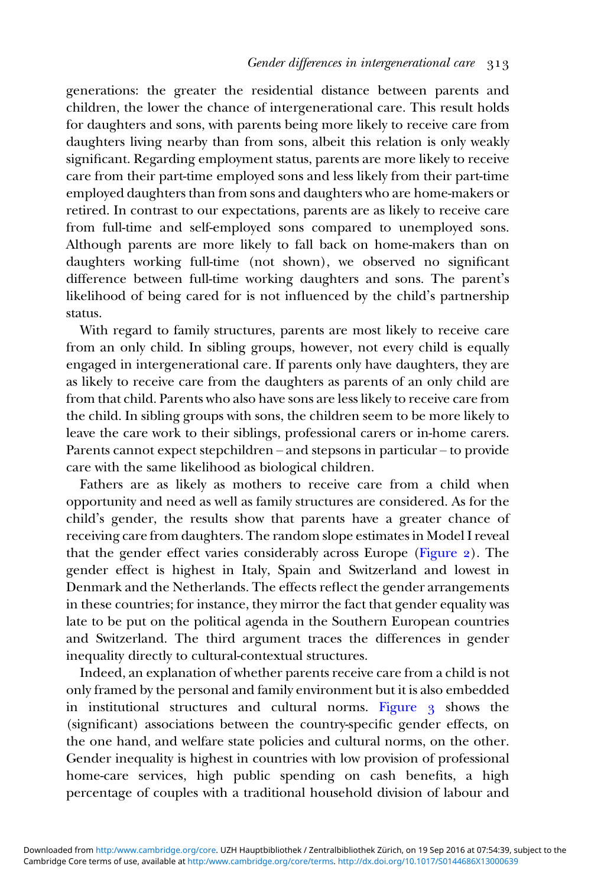generations: the greater the residential distance between parents and children, the lower the chance of intergenerational care. This result holds for daughters and sons, with parents being more likely to receive care from daughters living nearby than from sons, albeit this relation is only weakly significant. Regarding employment status, parents are more likely to receive care from their part-time employed sons and less likely from their part-time employed daughters than from sons and daughters who are home-makers or retired. In contrast to our expectations, parents are as likely to receive care from full-time and self-employed sons compared to unemployed sons. Although parents are more likely to fall back on home-makers than on daughters working full-time (not shown), we observed no significant difference between full-time working daughters and sons. The parent's likelihood of being cared for is not influenced by the child's partnership status.

With regard to family structures, parents are most likely to receive care from an only child. In sibling groups, however, not every child is equally engaged in intergenerational care. If parents only have daughters, they are as likely to receive care from the daughters as parents of an only child are from that child. Parents who also have sons are less likely to receive care from the child. In sibling groups with sons, the children seem to be more likely to leave the care work to their siblings, professional carers or in-home carers. Parents cannot expect stepchildren – and stepsons in particular – to provide care with the same likelihood as biological children.

Fathers are as likely as mothers to receive care from a child when opportunity and need as well as family structures are considered. As for the child's gender, the results show that parents have a greater chance of receiving care from daughters. The random slope estimates in Model I reveal that the gender effect varies considerably across Europe (Figure 2). The gender effect is highest in Italy, Spain and Switzerland and lowest in Denmark and the Netherlands. The effects reflect the gender arrangements in these countries; for instance, they mirror the fact that gender equality was late to be put on the political agenda in the Southern European countries and Switzerland. The third argument traces the differences in gender inequality directly to cultural-contextual structures.

Indeed, an explanation of whether parents receive care from a child is not only framed by the personal and family environment but it is also embedded in institutional structures and cultural norms. Figure 3 shows the (significant) associations between the country-specific gender effects, on the one hand, and welfare state policies and cultural norms, on the other. Gender inequality is highest in countries with low provision of professional home-care services, high public spending on cash benefits, a high percentage of couples with a traditional household division of labour and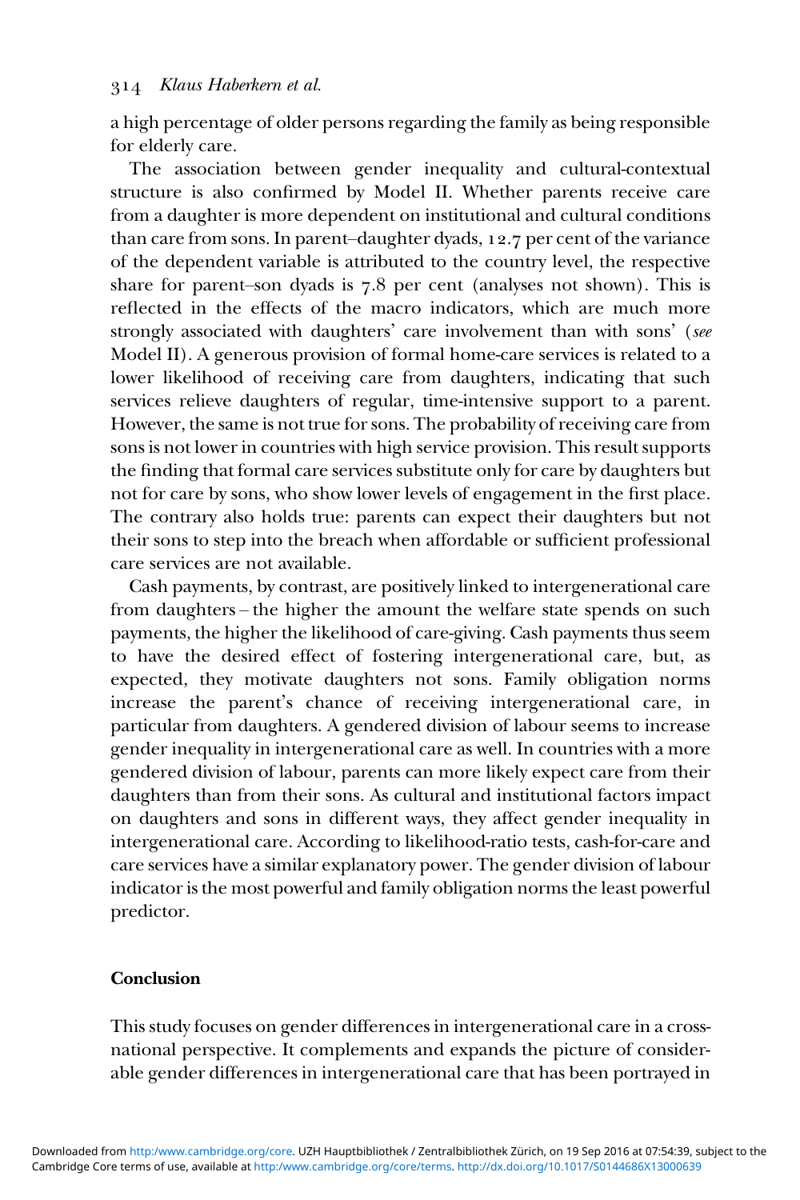a high percentage of older persons regarding the family as being responsible for elderly care.

The association between gender inequality and cultural-contextual structure is also confirmed by Model II. Whether parents receive care from a daughter is more dependent on institutional and cultural conditions than care from sons. In parent–daughter dyads, 12.7 per cent of the variance of the dependent variable is attributed to the country level, the respective share for parent–son dyads is 7.8 per cent (analyses not shown). This is reflected in the effects of the macro indicators, which are much more strongly associated with daughters' care involvement than with sons' (*see* Model II). A generous provision of formal home-care services is related to a lower likelihood of receiving care from daughters, indicating that such services relieve daughters of regular, time-intensive support to a parent. However, the same is not true for sons. The probability of receiving care from sons is not lower in countries with high service provision. This result supports the finding that formal care services substitute only for care by daughters but not for care by sons, who show lower levels of engagement in the first place. The contrary also holds true: parents can expect their daughters but not their sons to step into the breach when affordable or sufficient professional care services are not available.

Cash payments, by contrast, are positively linked to intergenerational care from daughters – the higher the amount the welfare state spends on such payments, the higher the likelihood of care-giving. Cash payments thus seem to have the desired effect of fostering intergenerational care, but, as expected, they motivate daughters not sons. Family obligation norms increase the parent's chance of receiving intergenerational care, in particular from daughters. A gendered division of labour seems to increase gender inequality in intergenerational care as well. In countries with a more gendered division of labour, parents can more likely expect care from their daughters than from their sons. As cultural and institutional factors impact on daughters and sons in different ways, they affect gender inequality in intergenerational care. According to likelihood-ratio tests, cash-for-care and care services have a similar explanatory power. The gender division of labour indicator is the most powerful and family obligation norms the least powerful predictor.

## Conclusion

This study focuses on gender differences in intergenerational care in a cross-national perspective. It complements and expands the picture of considerable gender differences in intergenerational care that has been portrayed in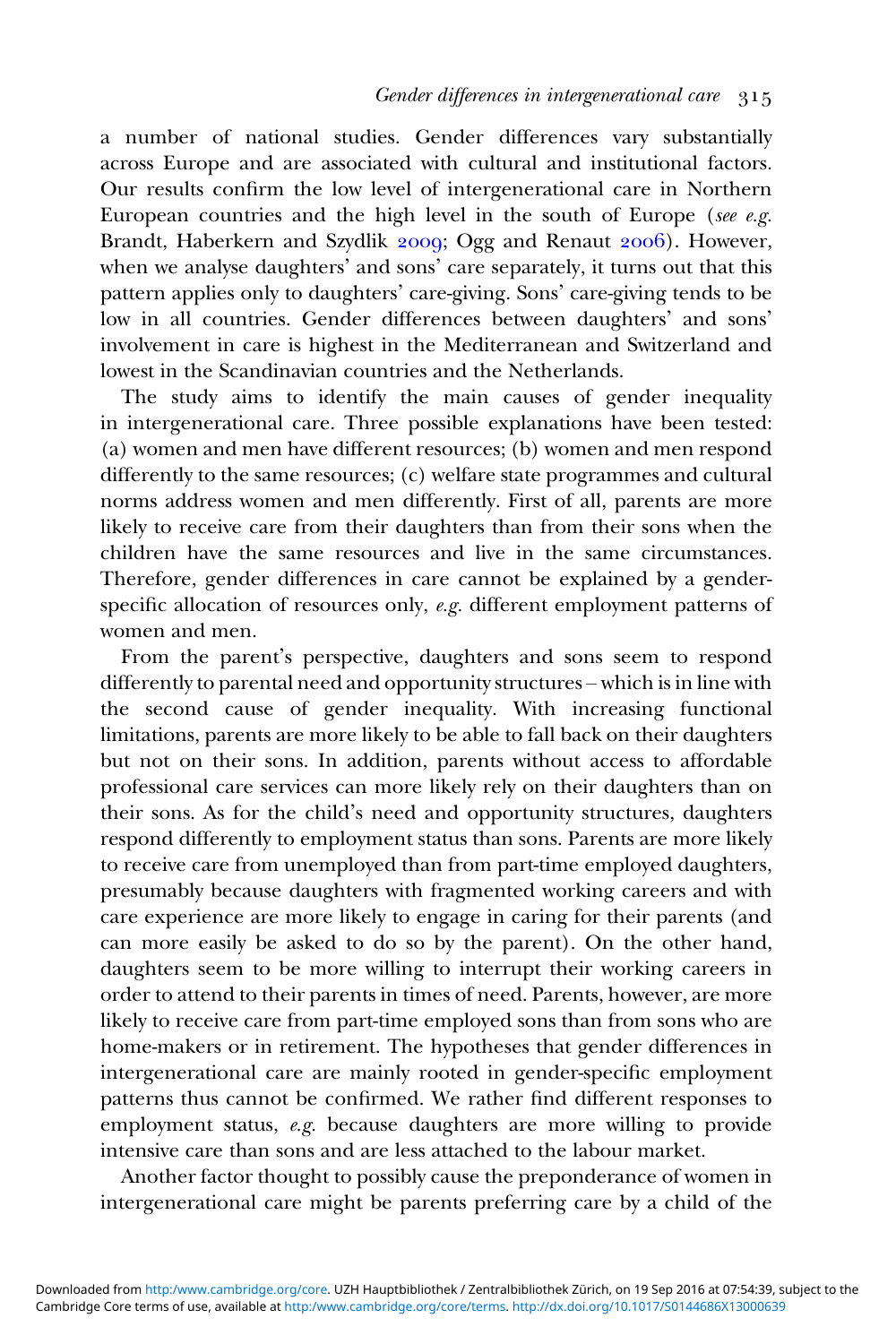a number of national studies. Gender differences vary substantially across Europe and are associated with cultural and institutional factors. Our results confirm the low level of intergenerational care in Northern European countries and the high level in the south of Europe (*see e.g.* Brandt, Haberkern and Szydlik 2009; Ogg and Renaut 2006). However, when we analyse daughters' and sons' care separately, it turns out that this pattern applies only to daughters' care-giving. Sons' care-giving tends to be low in all countries. Gender differences between daughters' and sons' involvement in care is highest in the Mediterranean and Switzerland and lowest in the Scandinavian countries and the Netherlands.

The study aims to identify the main causes of gender inequality in intergenerational care. Three possible explanations have been tested: (a) women and men have different resources; (b) women and men respond differently to the same resources; (c) welfare state programmes and cultural norms address women and men differently. First of all, parents are more likely to receive care from their daughters than from their sons when the children have the same resources and live in the same circumstances. Therefore, gender differences in care cannot be explained by a gender-specific allocation of resources only, *e.g.* different employment patterns of women and men.

From the parent's perspective, daughters and sons seem to respond differently to parental need and opportunity structures – which is in line with the second cause of gender inequality. With increasing functional limitations, parents are more likely to be able to fall back on their daughters but not on their sons. In addition, parents without access to affordable professional care services can more likely rely on their daughters than on their sons. As for the child's need and opportunity structures, daughters respond differently to employment status than sons. Parents are more likely to receive care from unemployed than from part-time employed daughters, presumably because daughters with fragmented working careers and with care experience are more likely to engage in caring for their parents (and can more easily be asked to do so by the parent). On the other hand, daughters seem to be more willing to interrupt their working careers in order to attend to their parents in times of need. Parents, however, are more likely to receive care from part-time employed sons than from sons who are home-makers or in retirement. The hypotheses that gender differences in intergenerational care are mainly rooted in gender-specific employment patterns thus cannot be confirmed. We rather find different responses to employment status, *e.g.* because daughters are more willing to provide intensive care than sons and are less attached to the labour market.

Another factor thought to possibly cause the preponderance of women in intergenerational care might be parents preferring care by a child of the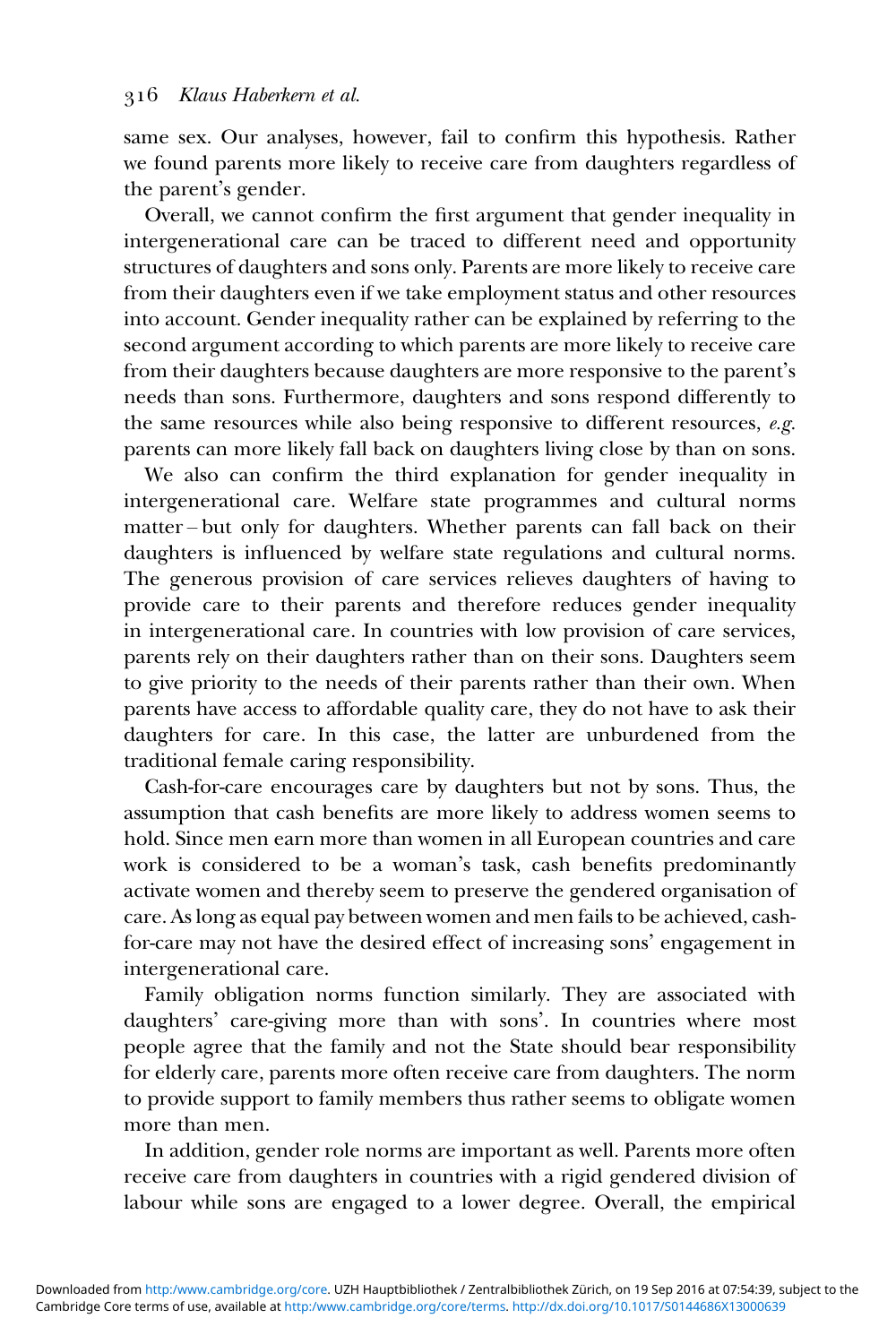same sex. Our analyses, however, fail to confirm this hypothesis. Rather we found parents more likely to receive care from daughters regardless of the parent's gender.

Overall, we cannot confirm the first argument that gender inequality in intergenerational care can be traced to different need and opportunity structures of daughters and sons only. Parents are more likely to receive care from their daughters even if we take employment status and other resources into account. Gender inequality rather can be explained by referring to the second argument according to which parents are more likely to receive care from their daughters because daughters are more responsive to the parent's needs than sons. Furthermore, daughters and sons respond differently to the same resources while also being responsive to different resources, *e.g.* parents can more likely fall back on daughters living close by than on sons.

We also can confirm the third explanation for gender inequality in intergenerational care. Welfare state programmes and cultural norms matter – but only for daughters. Whether parents can fall back on their daughters is influenced by welfare state regulations and cultural norms. The generous provision of care services relieves daughters of having to provide care to their parents and therefore reduces gender inequality in intergenerational care. In countries with low provision of care services, parents rely on their daughters rather than on their sons. Daughters seem to give priority to the needs of their parents rather than their own. When parents have access to affordable quality care, they do not have to ask their daughters for care. In this case, the latter are unburdened from the traditional female caring responsibility.

Cash-for-care encourages care by daughters but not by sons. Thus, the assumption that cash benefits are more likely to address women seems to hold. Since men earn more than women in all European countries and care work is considered to be a woman's task, cash benefits predominantly activate women and thereby seem to preserve the gendered organisation of care. As long as equal pay between women and men fails to be achieved, cash-for-care may not have the desired effect of increasing sons' engagement in intergenerational care.

Family obligation norms function similarly. They are associated with daughters' care-giving more than with sons'. In countries where most people agree that the family and not the State should bear responsibility for elderly care, parents more often receive care from daughters. The norm to provide support to family members thus rather seems to obligate women more than men.

In addition, gender role norms are important as well. Parents more often receive care from daughters in countries with a rigid gendered division of labour while sons are engaged to a lower degree. Overall, the empirical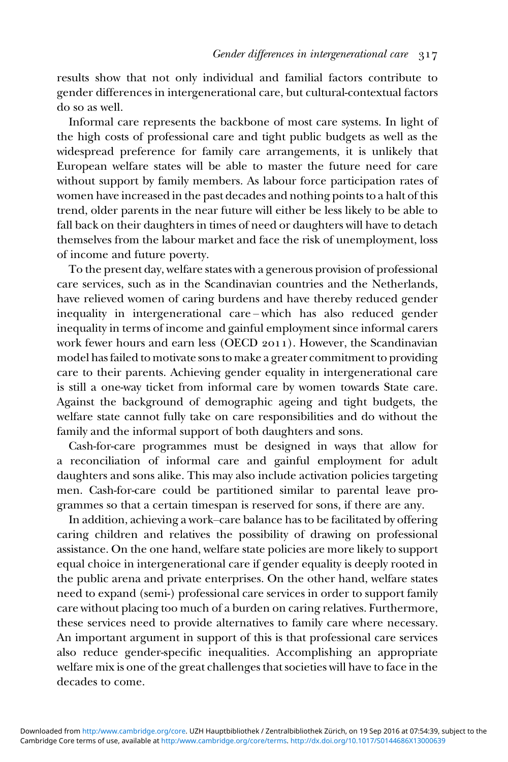results show that not only individual and familial factors contribute to gender differences in intergenerational care, but cultural-contextual factors do so as well.

Informal care represents the backbone of most care systems. In light of the high costs of professional care and tight public budgets as well as the widespread preference for family care arrangements, it is unlikely that European welfare states will be able to master the future need for care without support by family members. As labour force participation rates of women have increased in the past decades and nothing points to a halt of this trend, older parents in the near future will either be less likely to be able to fall back on their daughters in times of need or daughters will have to detach themselves from the labour market and face the risk of unemployment, loss of income and future poverty.

To the present day, welfare states with a generous provision of professional care services, such as in the Scandinavian countries and the Netherlands, have relieved women of caring burdens and have thereby reduced gender inequality in intergenerational care – which has also reduced gender inequality in terms of income and gainful employment since informal carers work fewer hours and earn less (OECD 2011). However, the Scandinavian model has failed to motivate sons to make a greater commitment to providing care to their parents. Achieving gender equality in intergenerational care is still a one-way ticket from informal care by women towards State care. Against the background of demographic ageing and tight budgets, the welfare state cannot fully take on care responsibilities and do without the family and the informal support of both daughters and sons.

Cash-for-care programmes must be designed in ways that allow for a reconciliation of informal care and gainful employment for adult daughters and sons alike. This may also include activation policies targeting men. Cash-for-care could be partitioned similar to parental leave programmes so that a certain timespan is reserved for sons, if there are any.

In addition, achieving a work–care balance has to be facilitated by offering caring children and relatives the possibility of drawing on professional assistance. On the one hand, welfare state policies are more likely to support equal choice in intergenerational care if gender equality is deeply rooted in the public arena and private enterprises. On the other hand, welfare states need to expand (semi-) professional care services in order to support family care without placing too much of a burden on caring relatives. Furthermore, these services need to provide alternatives to family care where necessary. An important argument in support of this is that professional care services also reduce gender-specific inequalities. Accomplishing an appropriate welfare mix is one of the great challenges that societies will have to face in the decades to come.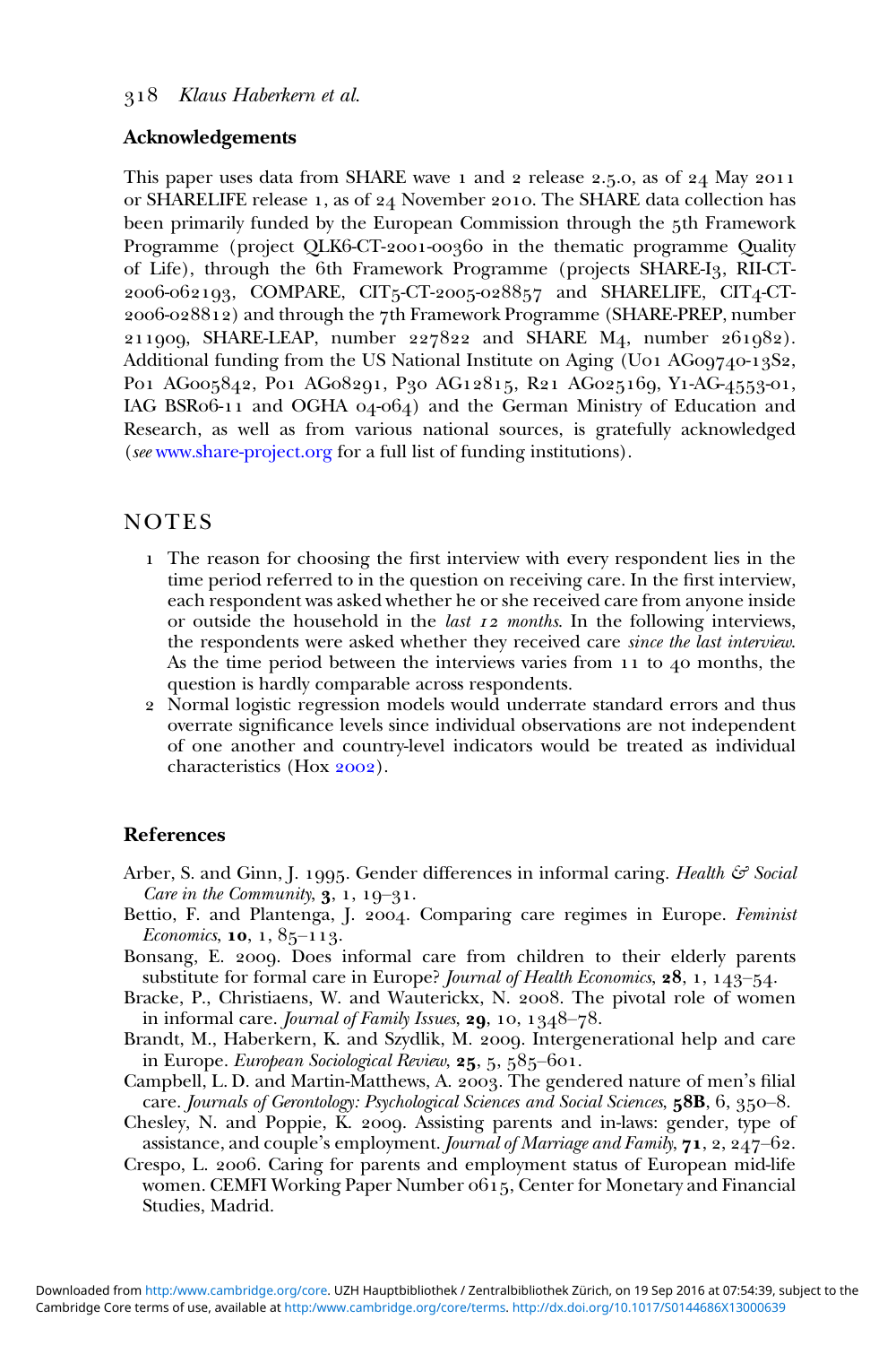### Acknowledgements

This paper uses data from SHARE wave 1 and 2 release 2.5.0, as of 24 May 2011 or SHARELIFE release 1, as of 24 November 2010. The SHARE data collection has been primarily funded by the European Commission through the 5th Framework Programme (project QLK6-CT-2001-00360 in the thematic programme Quality of Life), through the 6th Framework Programme (projects SHARE-I3, RII-CT-2006-062193, COMPARE, CIT5-CT-2005-028857 and SHARELIFE, CIT4-CT-2006-028812) and through the 7th Framework Programme (SHARE-PREP, number 211909, SHARE-LEAP, number 227822 and SHARE M4, number 261982). Additional funding from the US National Institute on Aging (U01 AG09740-13S2, P01 AG005842, P01 AG08291, P30 AG12815, R21 AG025169, Y1-AG-4553-01, IAG BSR06-11 and OGHA 04-064) and the German Ministry of Education and Research, as well as from various national sources, is gratefully acknowledged (*see* www.share-project.org for a full list of funding institutions).

## NOTES

1. The reason for choosing the first interview with every respondent lies in the time period referred to in the question on receiving care. In the first interview, each respondent was asked whether he or she received care from anyone inside or outside the household in the *last 12 months*. In the following interviews, the respondents were asked whether they received care *since the last interview*. As the time period between the interviews varies from 11 to 40 months, the question is hardly comparable across respondents.
2. Normal logistic regression models would underrate standard errors and thus overrate significance levels since individual observations are not independent of one another and country-level indicators would be treated as individual characteristics (Hox 2002).

### References

Arber, S. and Ginn, J. 1995. Gender differences in informal caring. *Health & Social Care in the Community*, **3**, 1, 19–31.

Bettio, F. and Plantenga, J. 2004. Comparing care regimes in Europe. *Feminist Economics*, **10**, 1, 85–113.

Bonsang, E. 2009. Does informal care from children to their elderly parents substitute for formal care in Europe? *Journal of Health Economics*, **28**, 1, 143–54.

Bracke, P., Christiaens, W. and Wauterickx, N. 2008. The pivotal role of women in informal care. *Journal of Family Issues*, **29**, 10, 1348–78.

Brandt, M., Haberkern, K. and Szydlik, M. 2009. Intergenerational help and care in Europe. *European Sociological Review*, **25**, 5, 585–601.

Campbell, L. D. and Martin-Matthews, A. 2003. The gendered nature of men's filial care. *Journals of Gerontology: Psychological Sciences and Social Sciences*, **58B**, 6, 350–8.

Chesley, N. and Poppie, K. 2009. Assisting parents and in-laws: gender, type of assistance, and couple's employment. *Journal of Marriage and Family*, **71**, 2, 247–62.

Crespo, L. 2006. Caring for parents and employment status of European mid-life women. CEMFI Working Paper Number 0615, Center for Monetary and Financial Studies, Madrid.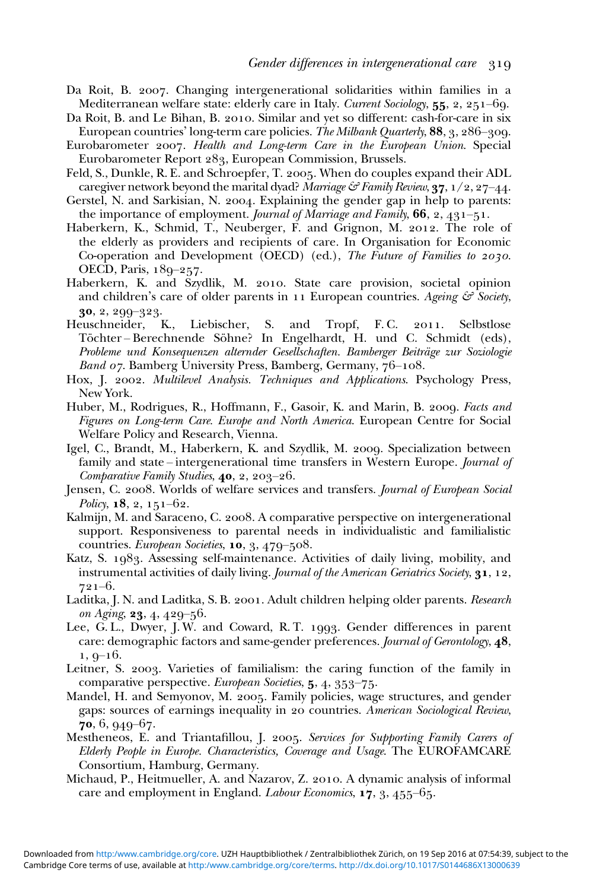Da Roit, B. 2007. Changing intergenerational solidarities within families in a Mediterranean welfare state: elderly care in Italy. *Current Sociology*, **55**, 2, 251–69.

Da Roit, B. and Le Bihan, B. 2010. Similar and yet so different: cash-for-care in six European countries' long-term care policies. *The Milbank Quarterly*, **88**, 3, 286–309.

Eurobarometer 2007. *Health and Long-term Care in the European Union*. Special Eurobarometer Report 283, European Commission, Brussels.

Feld, S., Dunkle, R. E. and Schroepfer, T. 2005. When do couples expand their ADL caregiver network beyond the marital dyad? *Marriage & Family Review*, **37**, 1/2, 27–44.

Gerstel, N. and Sarkisian, N. 2004. Explaining the gender gap in help to parents: the importance of employment. *Journal of Marriage and Family*, **66**, 2, 431–51.

Haberkern, K., Schmid, T., Neuberger, F. and Grignon, M. 2012. The role of the elderly as providers and recipients of care. In Organisation for Economic Co-operation and Development (OECD) (ed.), *The Future of Families to 2030*. OECD, Paris, 189–257.

Haberkern, K. and Szydlik, M. 2010. State care provision, societal opinion and children's care of older parents in 11 European countries. *Ageing & Society*, **30**, 2, 299–323.

Heuschneider, K., Liebischer, S. and Tropf, F. C. 2011. Selbstlose Töchter – Berechnende Söhne? In Engelhardt, H. und C. Schmidt (eds), *Probleme und Konsequenzen alternder Gesellschaften. Bamberger Beiträge zur Soziologie Band 07*. Bamberg University Press, Bamberg, Germany, 76–108.

Hox, J. 2002. *Multilevel Analysis. Techniques and Applications*. Psychology Press, New York.

Huber, M., Rodrigues, R., Hoffmann, F., Gasoir, K. and Marin, B. 2009. *Facts and Figures on Long-term Care. Europe and North America*. European Centre for Social Welfare Policy and Research, Vienna.

Igel, C., Brandt, M., Haberkern, K. and Szydlik, M. 2009. Specialization between family and state – intergenerational time transfers in Western Europe. *Journal of Comparative Family Studies*, **40**, 2, 203–26.

Jensen, C. 2008. Worlds of welfare services and transfers. *Journal of European Social Policy*, **18**, 2, 151–62.

Kalmijn, M. and Saraceno, C. 2008. A comparative perspective on intergenerational support. Responsiveness to parental needs in individualistic and familialistic countries. *European Societies*, **10**, 3, 479–508.

Katz, S. 1983. Assessing self-maintenance. Activities of daily living, mobility, and instrumental activities of daily living. *Journal of the American Geriatrics Society*, **31**, 12, 721–6.

Laditka, J. N. and Laditka, S. B. 2001. Adult children helping older parents. *Research on Aging*, **23**, 4, 429–56.

Lee, G. L., Dwyer, J. W. and Coward, R. T. 1993. Gender differences in parent care: demographic factors and same-gender preferences. *Journal of Gerontology*, **48**, 1, 9–16.

Leitner, S. 2003. Varieties of familialism: the caring function of the family in comparative perspective. *European Societies*, **5**, 4, 353–75.

Mandel, H. and Semyonov, M. 2005. Family policies, wage structures, and gender gaps: sources of earnings inequality in 20 countries. *American Sociological Review*, **70**, 6, 949–67.

Mestheneos, E. and Triantafillou, J. 2005. *Services for Supporting Family Carers of Elderly People in Europe. Characteristics, Coverage and Usage*. The EUROFAMCARE Consortium, Hamburg, Germany.

Michaud, P., Heitmueller, A. and Nazarov, Z. 2010. A dynamic analysis of informal care and employment in England. *Labour Economics*, **17**, 3, 455–65.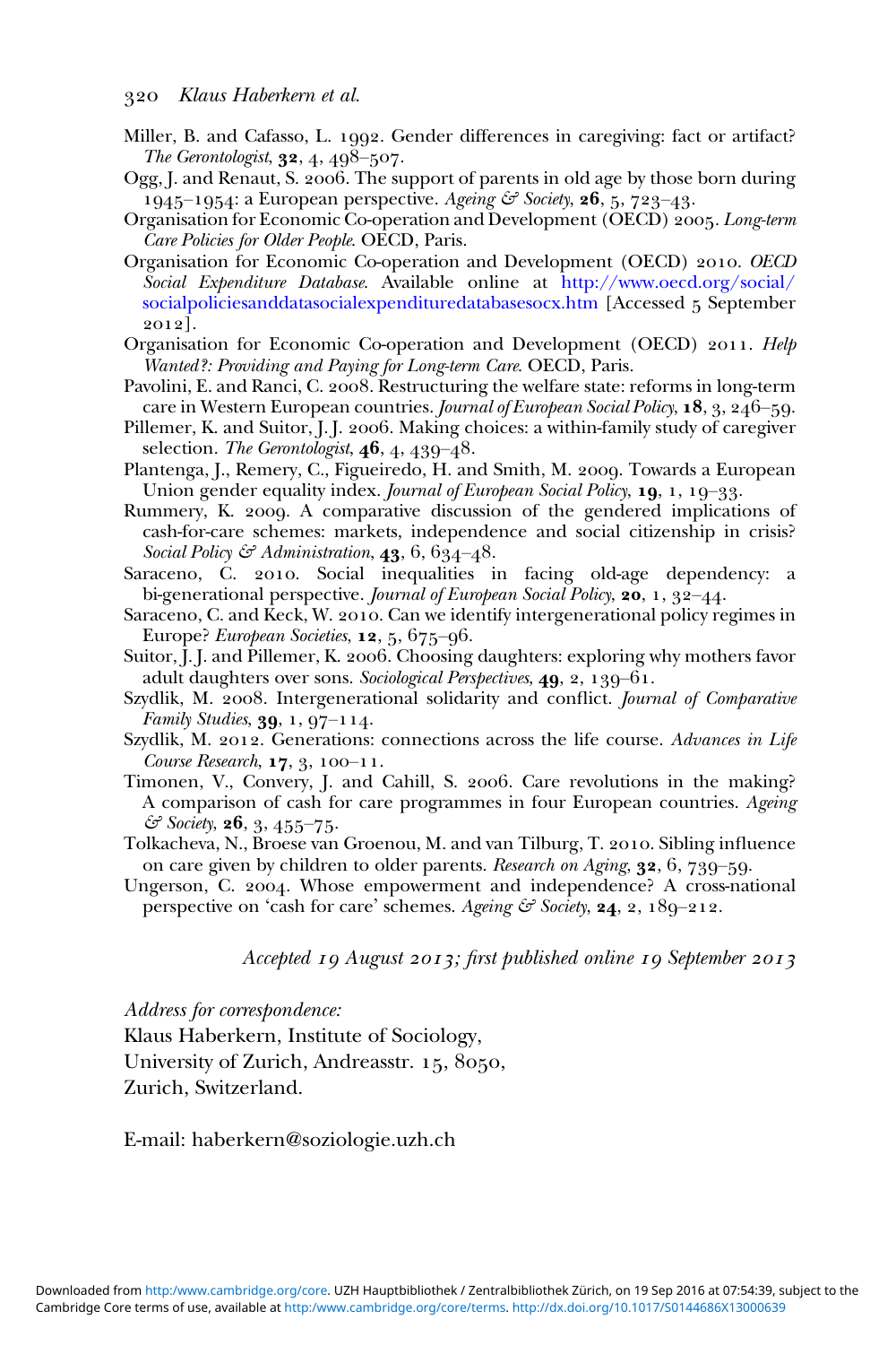Miller, B. and Cafasso, L. 1992. Gender differences in caregiving: fact or artifact? *The Gerontologist*, **32**, 4, 498–507.

Ogg, J. and Renaut, S. 2006. The support of parents in old age by those born during 1945–1954: a European perspective. *Ageing & Society*, **26**, 5, 723–43.

Organisation for Economic Co-operation and Development (OECD) 2005. *Long-term Care Policies for Older People*. OECD, Paris.

Organisation for Economic Co-operation and Development (OECD) 2010. *OECD Social Expenditure Database*. Available online at http://www.oecd.org/social/socialpoliciesanddatasocialexpendituredatabasesocx.htm [Accessed 5 September 2012].

Organisation for Economic Co-operation and Development (OECD) 2011. *Help Wanted?: Providing and Paying for Long-term Care*. OECD, Paris.

Pavolini, E. and Ranci, C. 2008. Restructuring the welfare state: reforms in long-term care in Western European countries. *Journal of European Social Policy*, **18**, 3, 246–59.

Pillemer, K. and Suitor, J. J. 2006. Making choices: a within-family study of caregiver selection. *The Gerontologist*, **46**, 4, 439–48.

Plantenga, J., Remery, C., Figueiredo, H. and Smith, M. 2009. Towards a European Union gender equality index. *Journal of European Social Policy*, **19**, 1, 19–33.

Rummery, K. 2009. A comparative discussion of the gendered implications of cash-for-care schemes: markets, independence and social citizenship in crisis? *Social Policy & Administration*, **43**, 6, 634–48.

Saraceno, C. 2010. Social inequalities in facing old-age dependency: a bi-generational perspective. *Journal of European Social Policy*, **20**, 1, 32–44.

Saraceno, C. and Keck, W. 2010. Can we identify intergenerational policy regimes in Europe? *European Societies*, **12**, 5, 675–96.

Suitor, J. J. and Pillemer, K. 2006. Choosing daughters: exploring why mothers favor adult daughters over sons. *Sociological Perspectives*, **49**, 2, 139–61.

Szydlik, M. 2008. Intergenerational solidarity and conflict. *Journal of Comparative Family Studies*, **39**, 1, 97–114.

Szydlik, M. 2012. Generations: connections across the life course. *Advances in Life Course Research*, **17**, 3, 100–11.

Timonen, V., Convery, J. and Cahill, S. 2006. Care revolutions in the making? A comparison of cash for care programmes in four European countries. *Ageing & Society*, **26**, 3, 455–75.

Tolkacheva, N., Broese van Groenou, M. and van Tilburg, T. 2010. Sibling influence on care given by children to older parents. *Research on Aging*, **32**, 6, 739–59.

Ungerson, C. 2004. Whose empowerment and independence? A cross-national perspective on 'cash for care' schemes. *Ageing & Society*, **24**, 2, 189–212.

*Accepted 19 August 2013; first published online 19 September 2013*

*Address for correspondence:*
Klaus Haberkern, Institute of Sociology,
University of Zurich, Andreasstr. 15, 8050,
Zurich, Switzerland.

E-mail: haberkern@soziologie.uzh.ch